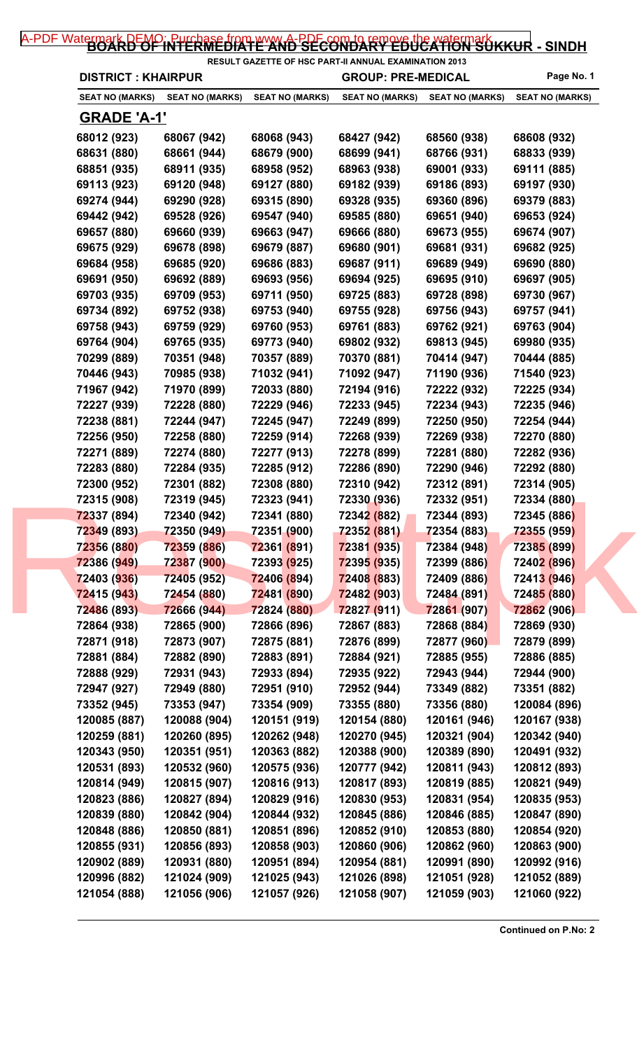A-PDF Watermark DEMO: Purchase from www.A-PDF.com to remove the watermark

# BOARD OF INTERMEDIATE AND SECONDARY EDUCATION SUKKUR - SINDH

RESULT GAZETTE OF HSC PART-II ANNUAL EXAMINATION 2013

**DISTRICT : KHAIRPUR** **GROUP: PRE-MEDICAL**

| SEAT NO (MARKS) | SEAT NO (MARKS) | SEAT NO (MARKS) | SEAT NO (MARKS) | SEAT NO (MARKS) | SEAT NO (MARKS) |
|---|---|---|---|---|---|

## GRADE 'A-1'

| | | | | | |
|---|---|---|---|---|---|
| 68012 (923) | 68067 (942) | 68068 (943) | 68427 (942) | 68560 (938) | 68608 (932) |
| 68631 (880) | 68661 (944) | 68679 (900) | 68699 (941) | 68766 (931) | 68833 (939) |
| 68851 (935) | 68911 (935) | 68958 (952) | 68963 (938) | 69001 (933) | 69111 (885) |
| 69113 (923) | 69120 (948) | 69127 (880) | 69182 (939) | 69186 (893) | 69197 (930) |
| 69274 (944) | 69290 (928) | 69315 (890) | 69328 (935) | 69360 (896) | 69379 (883) |
| 69442 (942) | 69528 (926) | 69547 (940) | 69585 (880) | 69651 (940) | 69653 (924) |
| 69657 (880) | 69660 (939) | 69663 (947) | 69666 (880) | 69673 (955) | 69674 (907) |
| 69675 (929) | 69678 (898) | 69679 (887) | 69680 (901) | 69681 (931) | 69682 (925) |
| 69684 (958) | 69685 (920) | 69686 (883) | 69687 (911) | 69689 (949) | 69690 (880) |
| 69691 (950) | 69692 (889) | 69693 (956) | 69694 (925) | 69695 (910) | 69697 (905) |
| 69703 (935) | 69709 (953) | 69711 (950) | 69725 (883) | 69728 (898) | 69730 (967) |
| 69734 (892) | 69752 (938) | 69753 (940) | 69755 (928) | 69756 (943) | 69757 (941) |
| 69758 (943) | 69759 (929) | 69760 (953) | 69761 (883) | 69762 (921) | 69763 (904) |
| 69764 (904) | 69765 (935) | 69773 (940) | 69802 (932) | 69813 (945) | 69980 (935) |
| 70299 (889) | 70351 (948) | 70357 (889) | 70370 (881) | 70414 (947) | 70444 (885) |
| 70446 (943) | 70985 (938) | 71032 (941) | 71092 (947) | 71190 (936) | 71540 (923) |
| 71967 (942) | 71970 (899) | 72033 (880) | 72194 (916) | 72222 (932) | 72225 (934) |
| 72227 (939) | 72228 (880) | 72229 (946) | 72233 (945) | 72234 (943) | 72235 (946) |
| 72238 (881) | 72244 (947) | 72245 (947) | 72249 (899) | 72250 (950) | 72254 (944) |
| 72256 (950) | 72258 (880) | 72259 (914) | 72268 (939) | 72269 (938) | 72270 (880) |
| 72271 (889) | 72274 (880) | 72277 (913) | 72278 (899) | 72281 (880) | 72282 (936) |
| 72283 (880) | 72284 (935) | 72285 (912) | 72286 (890) | 72290 (946) | 72292 (880) |
| 72300 (952) | 72301 (882) | 72308 (880) | 72310 (942) | 72312 (891) | 72314 (905) |
| 72315 (908) | 72319 (945) | 72323 (941) | 72330 (936) | 72332 (951) | 72334 (880) |
| 72337 (894) | 72340 (942) | 72341 (880) | 72342 (882) | 72344 (893) | 72345 (886) |
| 72349 (893) | 72350 (949) | 72351 (900) | 72352 (881) | 72354 (883) | 72355 (959) |
| 72356 (880) | 72359 (886) | 72361 (891) | 72381 (935) | 72384 (948) | 72385 (899) |
| 72386 (949) | 72387 (900) | 72393 (925) | 72395 (935) | 72399 (886) | 72402 (896) |
| 72403 (936) | 72405 (952) | 72406 (894) | 72408 (883) | 72409 (886) | 72413 (946) |
| 72415 (943) | 72454 (880) | 72481 (890) | 72482 (903) | 72484 (891) | 72485 (880) |
| 72486 (893) | 72666 (944) | 72824 (880) | 72827 (911) | 72861 (907) | 72862 (906) |
| 72864 (938) | 72865 (900) | 72866 (896) | 72867 (883) | 72868 (884) | 72869 (930) |
| 72871 (918) | 72873 (907) | 72875 (881) | 72876 (899) | 72877 (960) | 72879 (899) |
| 72881 (884) | 72882 (890) | 72883 (891) | 72884 (921) | 72885 (955) | 72886 (885) |
| 72888 (929) | 72931 (943) | 72933 (894) | 72935 (922) | 72943 (944) | 72944 (900) |
| 72947 (927) | 72949 (880) | 72951 (910) | 72952 (944) | 73349 (882) | 73351 (882) |
| 73352 (945) | 73353 (947) | 73354 (909) | 73355 (880) | 73356 (880) | 120084 (896) |
| 120085 (887) | 120088 (904) | 120151 (919) | 120154 (880) | 120161 (946) | 120167 (938) |
| 120259 (881) | 120260 (895) | 120262 (948) | 120270 (945) | 120321 (904) | 120342 (940) |
| 120343 (950) | 120351 (951) | 120363 (882) | 120388 (900) | 120389 (890) | 120491 (932) |
| 120531 (893) | 120532 (960) | 120575 (936) | 120777 (942) | 120811 (943) | 120812 (893) |
| 120814 (949) | 120815 (907) | 120816 (913) | 120817 (893) | 120819 (885) | 120821 (949) |
| 120823 (886) | 120827 (894) | 120829 (916) | 120830 (953) | 120831 (954) | 120835 (953) |
| 120839 (880) | 120842 (904) | 120844 (932) | 120845 (886) | 120846 (885) | 120847 (890) |
| 120848 (886) | 120850 (881) | 120851 (896) | 120852 (910) | 120853 (880) | 120854 (920) |
| 120855 (931) | 120856 (893) | 120858 (903) | 120860 (906) | 120862 (960) | 120863 (900) |
| 120902 (889) | 120931 (880) | 120951 (894) | 120954 (881) | 120991 (890) | 120992 (916) |
| 120996 (882) | 121024 (909) | 121025 (943) | 121026 (898) | 121051 (928) | 121052 (889) |
| 121054 (888) | 121056 (906) | 121057 (926) | 121058 (907) | 121059 (903) | 121060 (922) |

**Continued on P.No: 2**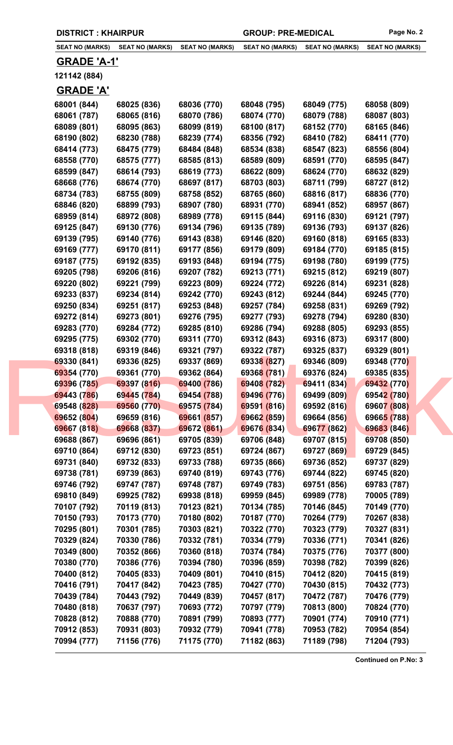| DISTRICT : KHAIRPUR | | | GROUP: PRE-MEDICAL | | |
|---|---|---|---|---|---|
| SEAT NO (MARKS) | SEAT NO (MARKS) | SEAT NO (MARKS) | SEAT NO (MARKS) | SEAT NO (MARKS) | SEAT NO (MARKS) |

## GRADE 'A-1'

121142 (884)

## GRADE 'A'

| SEAT NO (MARKS) | SEAT NO (MARKS) | SEAT NO (MARKS) | SEAT NO (MARKS) | SEAT NO (MARKS) | SEAT NO (MARKS) |
|---|---|---|---|---|---|
| 68001 (844) | 68025 (836) | 68036 (770) | 68048 (795) | 68049 (775) | 68058 (809) |
| 68061 (787) | 68065 (816) | 68070 (786) | 68074 (770) | 68079 (788) | 68087 (803) |
| 68089 (801) | 68095 (863) | 68099 (819) | 68100 (817) | 68152 (770) | 68165 (846) |
| 68190 (802) | 68230 (788) | 68239 (774) | 68356 (792) | 68410 (782) | 68411 (770) |
| 68414 (773) | 68475 (779) | 68484 (848) | 68534 (838) | 68547 (823) | 68556 (804) |
| 68558 (770) | 68575 (777) | 68585 (813) | 68589 (809) | 68591 (770) | 68595 (847) |
| 68599 (847) | 68614 (793) | 68619 (773) | 68622 (809) | 68624 (770) | 68632 (829) |
| 68668 (776) | 68674 (770) | 68697 (817) | 68703 (803) | 68711 (799) | 68727 (812) |
| 68734 (783) | 68755 (809) | 68758 (852) | 68765 (860) | 68816 (817) | 68836 (770) |
| 68846 (820) | 68899 (793) | 68907 (780) | 68931 (770) | 68941 (852) | 68957 (867) |
| 68959 (814) | 68972 (808) | 68989 (778) | 69115 (844) | 69116 (830) | 69121 (797) |
| 69125 (847) | 69130 (776) | 69134 (796) | 69135 (789) | 69136 (793) | 69137 (826) |
| 69139 (795) | 69140 (776) | 69143 (838) | 69146 (820) | 69160 (818) | 69165 (833) |
| 69169 (777) | 69170 (811) | 69177 (856) | 69179 (809) | 69184 (770) | 69185 (815) |
| 69187 (775) | 69192 (835) | 69193 (848) | 69194 (775) | 69198 (780) | 69199 (775) |
| 69205 (798) | 69206 (816) | 69207 (782) | 69213 (771) | 69215 (812) | 69219 (807) |
| 69220 (802) | 69221 (799) | 69223 (809) | 69224 (772) | 69226 (814) | 69231 (828) |
| 69233 (837) | 69234 (814) | 69242 (770) | 69243 (812) | 69244 (844) | 69245 (770) |
| 69250 (834) | 69251 (817) | 69253 (848) | 69257 (784) | 69258 (831) | 69269 (792) |
| 69272 (814) | 69273 (801) | 69276 (795) | 69277 (793) | 69278 (794) | 69280 (830) |
| 69283 (770) | 69284 (772) | 69285 (810) | 69286 (794) | 69288 (805) | 69293 (855) |
| 69295 (775) | 69302 (770) | 69311 (770) | 69312 (843) | 69316 (873) | 69317 (800) |
| 69318 (818) | 69319 (846) | 69321 (797) | 69322 (787) | 69325 (837) | 69329 (801) |
| 69330 (841) | 69336 (825) | 69337 (869) | 69338 (827) | 69346 (809) | 69348 (770) |
| 69354 (770) | 69361 (770) | 69362 (864) | 69368 (781) | 69376 (824) | 69385 (835) |
| 69396 (785) | 69397 (816) | 69400 (786) | 69408 (782) | 69411 (834) | 69432 (770) |
| 69443 (786) | 69445 (784) | 69454 (788) | 69496 (776) | 69499 (809) | 69542 (780) |
| 69548 (828) | 69560 (770) | 69575 (784) | 69591 (816) | 69592 (816) | 69607 (808) |
| 69652 (804) | 69659 (816) | 69661 (857) | 69662 (859) | 69664 (856) | 69665 (788) |
| 69667 (818) | 69668 (837) | 69672 (861) | 69676 (834) | 69677 (862) | 69683 (846) |
| 69688 (867) | 69696 (861) | 69705 (839) | 69706 (848) | 69707 (815) | 69708 (850) |
| 69710 (864) | 69712 (830) | 69723 (851) | 69724 (867) | 69727 (869) | 69729 (845) |
| 69731 (840) | 69732 (833) | 69733 (788) | 69735 (866) | 69736 (852) | 69737 (829) |
| 69738 (781) | 69739 (863) | 69740 (819) | 69743 (776) | 69744 (822) | 69745 (820) |
| 69746 (792) | 69747 (787) | 69748 (787) | 69749 (783) | 69751 (856) | 69783 (787) |
| 69810 (849) | 69925 (782) | 69938 (818) | 69959 (845) | 69989 (778) | 70005 (789) |
| 70107 (792) | 70119 (813) | 70123 (821) | 70134 (785) | 70146 (845) | 70149 (770) |
| 70150 (793) | 70173 (770) | 70180 (802) | 70187 (770) | 70264 (779) | 70267 (838) |
| 70295 (801) | 70301 (785) | 70303 (821) | 70322 (770) | 70323 (779) | 70327 (831) |
| 70329 (824) | 70330 (786) | 70332 (781) | 70334 (779) | 70336 (771) | 70341 (826) |
| 70349 (800) | 70352 (866) | 70360 (818) | 70374 (784) | 70375 (776) | 70377 (800) |
| 70380 (770) | 70386 (776) | 70394 (780) | 70396 (859) | 70398 (782) | 70399 (826) |
| 70400 (812) | 70405 (833) | 70409 (801) | 70410 (815) | 70412 (820) | 70415 (819) |
| 70416 (791) | 70417 (842) | 70423 (785) | 70427 (770) | 70430 (815) | 70432 (773) |
| 70439 (784) | 70443 (792) | 70449 (839) | 70457 (817) | 70472 (787) | 70476 (779) |
| 70480 (818) | 70637 (797) | 70693 (772) | 70797 (779) | 70813 (800) | 70824 (770) |
| 70828 (812) | 70888 (770) | 70891 (799) | 70893 (777) | 70901 (774) | 70910 (771) |
| 70912 (853) | 70931 (803) | 70932 (779) | 70941 (778) | 70953 (782) | 70954 (854) |
| 70994 (777) | 71156 (776) | 71175 (770) | 71182 (863) | 71189 (798) | 71204 (793) |

**Continued on P.No: 3**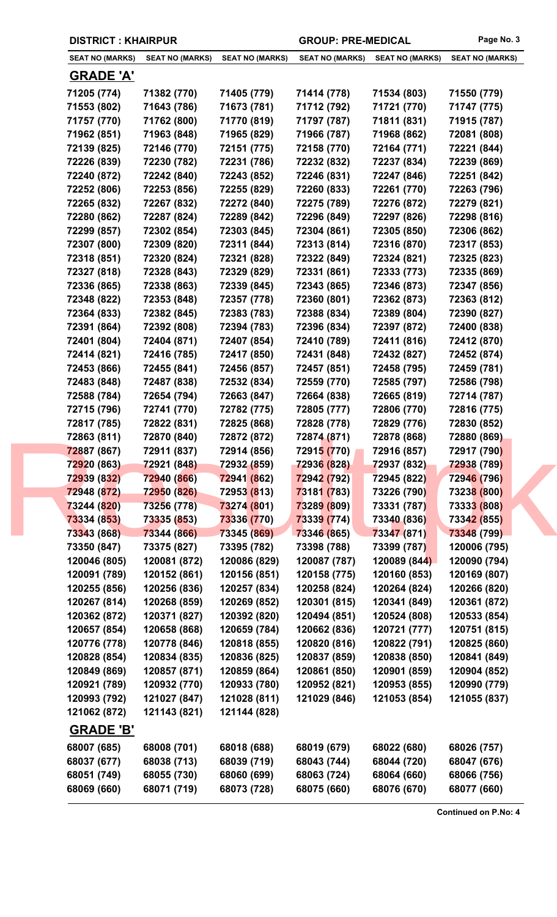**DISTRICT : KHAIRPUR** **GROUP: PRE-MEDICAL**

| SEAT NO (MARKS) | SEAT NO (MARKS) | SEAT NO (MARKS) | SEAT NO (MARKS) | SEAT NO (MARKS) | SEAT NO (MARKS) |
|---|---|---|---|---|---|

## GRADE 'A'

| | | | | | |
|---|---|---|---|---|---|
| 71205 (774) | 71382 (770) | 71405 (779) | 71414 (778) | 71534 (803) | 71550 (779) |
| 71553 (802) | 71643 (786) | 71673 (781) | 71712 (792) | 71721 (770) | 71747 (775) |
| 71757 (770) | 71762 (800) | 71770 (819) | 71797 (787) | 71811 (831) | 71915 (787) |
| 71962 (851) | 71963 (848) | 71965 (829) | 71966 (787) | 71968 (862) | 72081 (808) |
| 72139 (825) | 72146 (770) | 72151 (775) | 72158 (770) | 72164 (771) | 72221 (844) |
| 72226 (839) | 72230 (782) | 72231 (786) | 72232 (832) | 72237 (834) | 72239 (869) |
| 72240 (872) | 72242 (840) | 72243 (852) | 72246 (831) | 72247 (846) | 72251 (842) |
| 72252 (806) | 72253 (856) | 72255 (829) | 72260 (833) | 72261 (770) | 72263 (796) |
| 72265 (832) | 72267 (832) | 72272 (840) | 72275 (789) | 72276 (872) | 72279 (821) |
| 72280 (862) | 72287 (824) | 72289 (842) | 72296 (849) | 72297 (826) | 72298 (816) |
| 72299 (857) | 72302 (854) | 72303 (845) | 72304 (861) | 72305 (850) | 72306 (862) |
| 72307 (800) | 72309 (820) | 72311 (844) | 72313 (814) | 72316 (870) | 72317 (853) |
| 72318 (851) | 72320 (824) | 72321 (828) | 72322 (849) | 72324 (821) | 72325 (823) |
| 72327 (818) | 72328 (843) | 72329 (829) | 72331 (861) | 72333 (773) | 72335 (869) |
| 72336 (865) | 72338 (863) | 72339 (845) | 72343 (865) | 72346 (873) | 72347 (856) |
| 72348 (822) | 72353 (848) | 72357 (778) | 72360 (801) | 72362 (873) | 72363 (812) |
| 72364 (833) | 72382 (845) | 72383 (783) | 72388 (834) | 72389 (804) | 72390 (827) |
| 72391 (864) | 72392 (808) | 72394 (783) | 72396 (834) | 72397 (872) | 72400 (838) |
| 72401 (804) | 72404 (871) | 72407 (854) | 72410 (789) | 72411 (816) | 72412 (870) |
| 72414 (821) | 72416 (785) | 72417 (850) | 72431 (848) | 72432 (827) | 72452 (874) |
| 72453 (866) | 72455 (841) | 72456 (857) | 72457 (851) | 72458 (795) | 72459 (781) |
| 72483 (848) | 72487 (838) | 72532 (834) | 72559 (770) | 72585 (797) | 72586 (798) |
| 72588 (784) | 72654 (794) | 72663 (847) | 72664 (838) | 72665 (819) | 72714 (787) |
| 72715 (796) | 72741 (770) | 72782 (775) | 72805 (777) | 72806 (770) | 72816 (775) |
| 72817 (785) | 72822 (831) | 72825 (868) | 72828 (778) | 72829 (776) | 72830 (852) |
| 72863 (811) | 72870 (840) | 72872 (872) | 72874 (871) | 72878 (868) | 72880 (869) |
| 72887 (867) | 72911 (837) | 72914 (856) | 72915 (770) | 72916 (857) | 72917 (790) |
| 72920 (863) | 72921 (848) | 72932 (859) | 72936 (828) | 72937 (832) | 72938 (789) |
| 72939 (832) | 72940 (866) | 72941 (862) | 72942 (792) | 72945 (822) | 72946 (796) |
| 72948 (872) | 72950 (826) | 72953 (813) | 73181 (783) | 73226 (790) | 73238 (800) |
| 73244 (820) | 73256 (778) | 73274 (801) | 73289 (809) | 73331 (787) | 73333 (808) |
| 73334 (853) | 73335 (853) | 73336 (770) | 73339 (774) | 73340 (836) | 73342 (855) |
| 73343 (868) | 73344 (866) | 73345 (869) | 73346 (865) | 73347 (871) | 73348 (799) |
| 73350 (847) | 73375 (827) | 73395 (782) | 73398 (788) | 73399 (787) | 120006 (795) |
| 120046 (805) | 120081 (872) | 120086 (829) | 120087 (787) | 120089 (844) | 120090 (794) |
| 120091 (789) | 120152 (861) | 120156 (851) | 120158 (775) | 120160 (853) | 120169 (807) |
| 120255 (856) | 120256 (836) | 120257 (834) | 120258 (824) | 120264 (824) | 120266 (820) |
| 120267 (814) | 120268 (859) | 120269 (852) | 120301 (815) | 120341 (849) | 120361 (872) |
| 120362 (872) | 120371 (827) | 120392 (820) | 120494 (851) | 120524 (808) | 120533 (854) |
| 120657 (854) | 120658 (868) | 120659 (784) | 120662 (836) | 120721 (777) | 120751 (815) |
| 120776 (778) | 120778 (846) | 120818 (855) | 120820 (816) | 120822 (791) | 120825 (860) |
| 120828 (854) | 120834 (835) | 120836 (825) | 120837 (859) | 120838 (850) | 120841 (849) |
| 120849 (869) | 120857 (871) | 120859 (864) | 120861 (850) | 120901 (859) | 120904 (852) |
| 120921 (789) | 120932 (770) | 120933 (780) | 120952 (821) | 120953 (855) | 120990 (779) |
| 120993 (792) | 121027 (847) | 121028 (811) | 121029 (846) | 121053 (854) | 121055 (837) |
| 121062 (872) | 121143 (821) | 121144 (828) | | | |

## GRADE 'B'

| | | | | | |
|---|---|---|---|---|---|
| 68007 (685) | 68008 (701) | 68018 (688) | 68019 (679) | 68022 (680) | 68026 (757) |
| 68037 (677) | 68038 (713) | 68039 (719) | 68043 (744) | 68044 (720) | 68047 (676) |
| 68051 (749) | 68055 (730) | 68060 (699) | 68063 (724) | 68064 (660) | 68066 (756) |
| 68069 (660) | 68071 (719) | 68073 (728) | 68075 (660) | 68076 (670) | 68077 (660) |

**Continued on P.No: 4**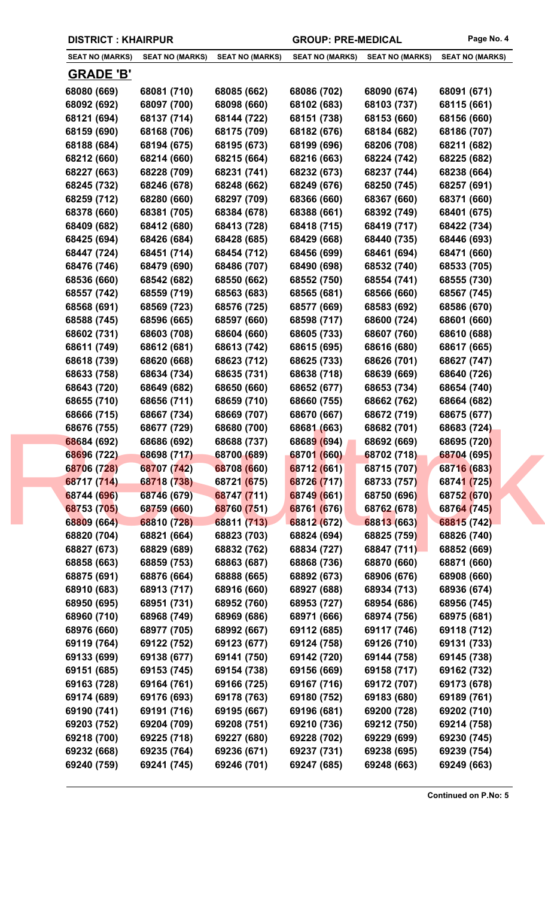**DISTRICT : KHAIRPUR** **GROUP: PRE-MEDICAL**

| SEAT NO (MARKS) | SEAT NO (MARKS) | SEAT NO (MARKS) | SEAT NO (MARKS) | SEAT NO (MARKS) | SEAT NO (MARKS) |
|---|---|---|---|---|---|

## GRADE 'B'

| SEAT NO (MARKS) | SEAT NO (MARKS) | SEAT NO (MARKS) | SEAT NO (MARKS) | SEAT NO (MARKS) | SEAT NO (MARKS) |
|---|---|---|---|---|---|
| 68080 (669) | 68081 (710) | 68085 (662) | 68086 (702) | 68090 (674) | 68091 (671) |
| 68092 (692) | 68097 (700) | 68098 (660) | 68102 (683) | 68103 (737) | 68115 (661) |
| 68121 (694) | 68137 (714) | 68144 (722) | 68151 (738) | 68153 (660) | 68156 (660) |
| 68159 (690) | 68168 (706) | 68175 (709) | 68182 (676) | 68184 (682) | 68186 (707) |
| 68188 (684) | 68194 (675) | 68195 (673) | 68199 (696) | 68206 (708) | 68211 (682) |
| 68212 (660) | 68214 (660) | 68215 (664) | 68216 (663) | 68224 (742) | 68225 (682) |
| 68227 (663) | 68228 (709) | 68231 (741) | 68232 (673) | 68237 (744) | 68238 (664) |
| 68245 (732) | 68246 (678) | 68248 (662) | 68249 (676) | 68250 (745) | 68257 (691) |
| 68259 (712) | 68280 (660) | 68297 (709) | 68366 (660) | 68367 (660) | 68371 (660) |
| 68378 (660) | 68381 (705) | 68384 (678) | 68388 (661) | 68392 (749) | 68401 (675) |
| 68409 (682) | 68412 (680) | 68413 (728) | 68418 (715) | 68419 (717) | 68422 (734) |
| 68425 (694) | 68426 (684) | 68428 (685) | 68429 (668) | 68440 (735) | 68446 (693) |
| 68447 (724) | 68451 (714) | 68454 (712) | 68456 (699) | 68461 (694) | 68471 (660) |
| 68476 (746) | 68479 (690) | 68486 (707) | 68490 (698) | 68532 (740) | 68533 (705) |
| 68536 (660) | 68542 (682) | 68550 (662) | 68552 (750) | 68554 (741) | 68555 (730) |
| 68557 (742) | 68559 (719) | 68563 (683) | 68565 (681) | 68566 (660) | 68567 (745) |
| 68568 (691) | 68569 (723) | 68576 (725) | 68577 (669) | 68583 (692) | 68586 (670) |
| 68588 (745) | 68596 (665) | 68597 (660) | 68598 (717) | 68600 (724) | 68601 (660) |
| 68602 (731) | 68603 (708) | 68604 (660) | 68605 (733) | 68607 (760) | 68610 (688) |
| 68611 (749) | 68612 (681) | 68613 (742) | 68615 (695) | 68616 (680) | 68617 (665) |
| 68618 (739) | 68620 (668) | 68623 (712) | 68625 (733) | 68626 (701) | 68627 (747) |
| 68633 (758) | 68634 (734) | 68635 (731) | 68638 (718) | 68639 (669) | 68640 (726) |
| 68643 (720) | 68649 (682) | 68650 (660) | 68652 (677) | 68653 (734) | 68654 (740) |
| 68655 (710) | 68656 (711) | 68659 (710) | 68660 (755) | 68662 (762) | 68664 (682) |
| 68666 (715) | 68667 (734) | 68669 (707) | 68670 (667) | 68672 (719) | 68675 (677) |
| 68676 (755) | 68677 (729) | 68680 (700) | 68681 (663) | 68682 (701) | 68683 (724) |
| 68684 (692) | 68686 (692) | 68688 (737) | 68689 (694) | 68692 (669) | 68695 (720) |
| 68696 (722) | 68698 (717) | 68700 (689) | 68701 (660) | 68702 (718) | 68704 (695) |
| 68706 (728) | 68707 (742) | 68708 (660) | 68712 (661) | 68715 (707) | 68716 (683) |
| 68717 (714) | 68718 (738) | 68721 (675) | 68726 (717) | 68733 (757) | 68741 (725) |
| 68744 (696) | 68746 (679) | 68747 (711) | 68749 (661) | 68750 (696) | 68752 (670) |
| 68753 (705) | 68759 (660) | 68760 (751) | 68761 (676) | 68762 (678) | 68764 (745) |
| 68809 (664) | 68810 (728) | 68811 (713) | 68812 (672) | 68813 (663) | 68815 (742) |
| 68820 (704) | 68821 (664) | 68823 (703) | 68824 (694) | 68825 (759) | 68826 (740) |
| 68827 (673) | 68829 (689) | 68832 (762) | 68834 (727) | 68847 (711) | 68852 (669) |
| 68858 (663) | 68859 (753) | 68863 (687) | 68868 (736) | 68870 (660) | 68871 (660) |
| 68875 (691) | 68876 (664) | 68888 (665) | 68892 (673) | 68906 (676) | 68908 (660) |
| 68910 (683) | 68913 (717) | 68916 (660) | 68927 (688) | 68934 (713) | 68936 (674) |
| 68950 (695) | 68951 (731) | 68952 (760) | 68953 (727) | 68954 (686) | 68956 (745) |
| 68960 (710) | 68968 (749) | 68969 (686) | 68971 (666) | 68974 (756) | 68975 (681) |
| 68976 (660) | 68977 (705) | 68992 (667) | 69112 (685) | 69117 (746) | 69118 (712) |
| 69119 (764) | 69122 (752) | 69123 (677) | 69124 (758) | 69126 (710) | 69131 (733) |
| 69133 (699) | 69138 (677) | 69141 (750) | 69142 (720) | 69144 (758) | 69145 (738) |
| 69151 (685) | 69153 (745) | 69154 (738) | 69156 (669) | 69158 (717) | 69162 (732) |
| 69163 (728) | 69164 (761) | 69166 (725) | 69167 (716) | 69172 (707) | 69173 (678) |
| 69174 (689) | 69176 (693) | 69178 (763) | 69180 (752) | 69183 (680) | 69189 (761) |
| 69190 (741) | 69191 (716) | 69195 (667) | 69196 (681) | 69200 (728) | 69202 (710) |
| 69203 (752) | 69204 (709) | 69208 (751) | 69210 (736) | 69212 (750) | 69214 (758) |
| 69218 (700) | 69225 (718) | 69227 (680) | 69228 (702) | 69229 (699) | 69230 (745) |
| 69232 (668) | 69235 (764) | 69236 (671) | 69237 (731) | 69238 (695) | 69239 (754) |
| 69240 (759) | 69241 (745) | 69246 (701) | 69247 (685) | 69248 (663) | 69249 (663) |

**Continued on P.No: 5**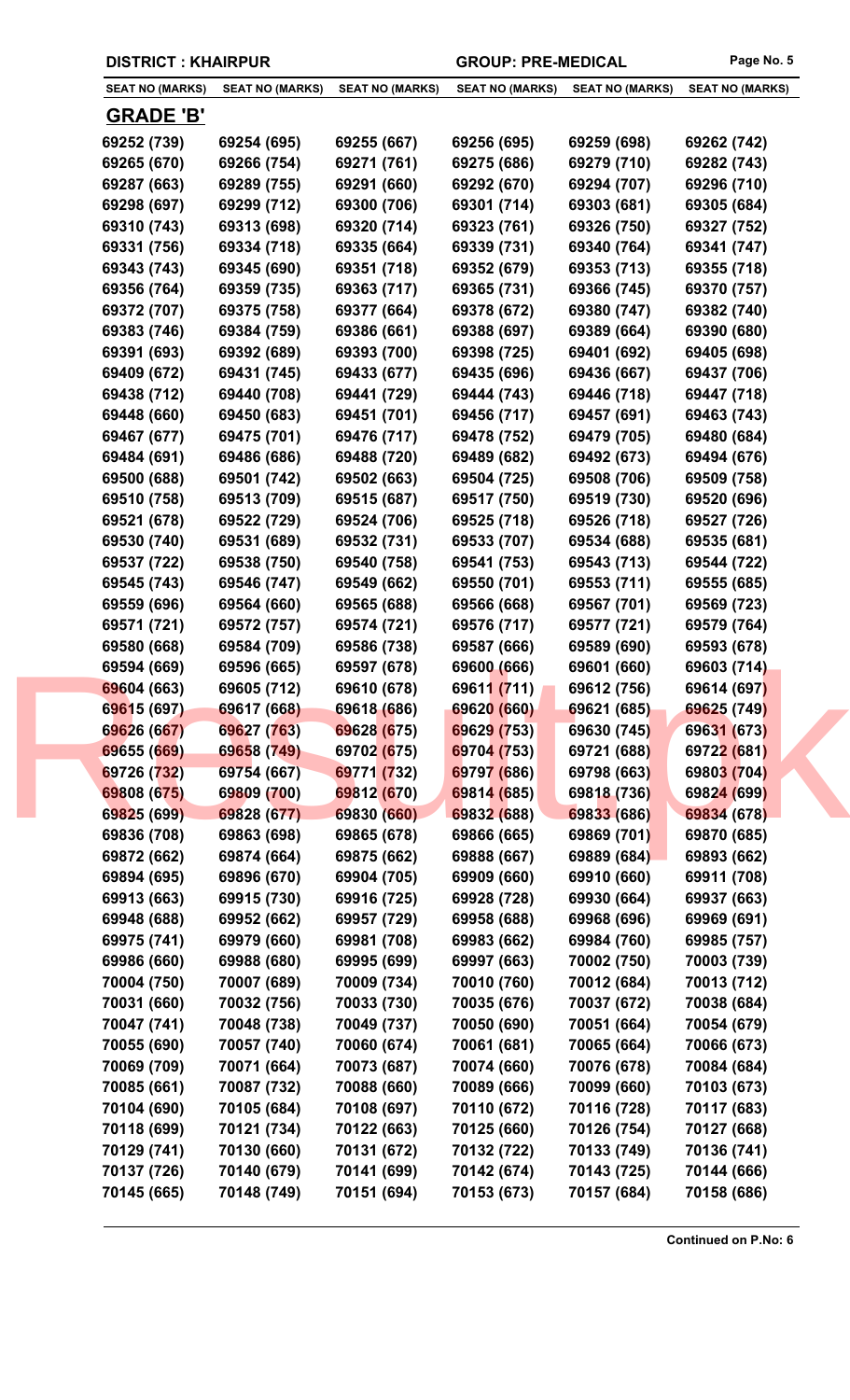**DISTRICT : KHAIRPUR** **GROUP: PRE-MEDICAL**

| SEAT NO (MARKS) | SEAT NO (MARKS) | SEAT NO (MARKS) | SEAT NO (MARKS) | SEAT NO (MARKS) | SEAT NO (MARKS) |
|---|---|---|---|---|---|

## GRADE 'B'

| | | | | | |
|---|---|---|---|---|---|
| 69252 (739) | 69254 (695) | 69255 (667) | 69256 (695) | 69259 (698) | 69262 (742) |
| 69265 (670) | 69266 (754) | 69271 (761) | 69275 (686) | 69279 (710) | 69282 (743) |
| 69287 (663) | 69289 (755) | 69291 (660) | 69292 (670) | 69294 (707) | 69296 (710) |
| 69298 (697) | 69299 (712) | 69300 (706) | 69301 (714) | 69303 (681) | 69305 (684) |
| 69310 (743) | 69313 (698) | 69320 (714) | 69323 (761) | 69326 (750) | 69327 (752) |
| 69331 (756) | 69334 (718) | 69335 (664) | 69339 (731) | 69340 (764) | 69341 (747) |
| 69343 (743) | 69345 (690) | 69351 (718) | 69352 (679) | 69353 (713) | 69355 (718) |
| 69356 (764) | 69359 (735) | 69363 (717) | 69365 (731) | 69366 (745) | 69370 (757) |
| 69372 (707) | 69375 (758) | 69377 (664) | 69378 (672) | 69380 (747) | 69382 (740) |
| 69383 (746) | 69384 (759) | 69386 (661) | 69388 (697) | 69389 (664) | 69390 (680) |
| 69391 (693) | 69392 (689) | 69393 (700) | 69398 (725) | 69401 (692) | 69405 (698) |
| 69409 (672) | 69431 (745) | 69433 (677) | 69435 (696) | 69436 (667) | 69437 (706) |
| 69438 (712) | 69440 (708) | 69441 (729) | 69444 (743) | 69446 (718) | 69447 (718) |
| 69448 (660) | 69450 (683) | 69451 (701) | 69456 (717) | 69457 (691) | 69463 (743) |
| 69467 (677) | 69475 (701) | 69476 (717) | 69478 (752) | 69479 (705) | 69480 (684) |
| 69484 (691) | 69486 (686) | 69488 (720) | 69489 (682) | 69492 (673) | 69494 (676) |
| 69500 (688) | 69501 (742) | 69502 (663) | 69504 (725) | 69508 (706) | 69509 (758) |
| 69510 (758) | 69513 (709) | 69515 (687) | 69517 (750) | 69519 (730) | 69520 (696) |
| 69521 (678) | 69522 (729) | 69524 (706) | 69525 (718) | 69526 (718) | 69527 (726) |
| 69530 (740) | 69531 (689) | 69532 (731) | 69533 (707) | 69534 (688) | 69535 (681) |
| 69537 (722) | 69538 (750) | 69540 (758) | 69541 (753) | 69543 (713) | 69544 (722) |
| 69545 (743) | 69546 (747) | 69549 (662) | 69550 (701) | 69553 (711) | 69555 (685) |
| 69559 (696) | 69564 (660) | 69565 (688) | 69566 (668) | 69567 (701) | 69569 (723) |
| 69571 (721) | 69572 (757) | 69574 (721) | 69576 (717) | 69577 (721) | 69579 (764) |
| 69580 (668) | 69584 (709) | 69586 (738) | 69587 (666) | 69589 (690) | 69593 (678) |
| 69594 (669) | 69596 (665) | 69597 (678) | 69600 (666) | 69601 (660) | 69603 (714) |
| 69604 (663) | 69605 (712) | 69610 (678) | 69611 (711) | 69612 (756) | 69614 (697) |
| 69615 (697) | 69617 (668) | 69618 (686) | 69620 (660) | 69621 (685) | 69625 (749) |
| 69626 (667) | 69627 (763) | 69628 (675) | 69629 (753) | 69630 (745) | 69631 (673) |
| 69655 (669) | 69658 (749) | 69702 (675) | 69704 (753) | 69721 (688) | 69722 (681) |
| 69726 (732) | 69754 (667) | 69771 (732) | 69797 (686) | 69798 (663) | 69803 (704) |
| 69808 (675) | 69809 (700) | 69812 (670) | 69814 (685) | 69818 (736) | 69824 (699) |
| 69825 (699) | 69828 (677) | 69830 (660) | 69832 (688) | 69833 (686) | 69834 (678) |
| 69836 (708) | 69863 (698) | 69865 (678) | 69866 (665) | 69869 (701) | 69870 (685) |
| 69872 (662) | 69874 (664) | 69875 (662) | 69888 (667) | 69889 (684) | 69893 (662) |
| 69894 (695) | 69896 (670) | 69904 (705) | 69909 (660) | 69910 (660) | 69911 (708) |
| 69913 (663) | 69915 (730) | 69916 (725) | 69928 (728) | 69930 (664) | 69937 (663) |
| 69948 (688) | 69952 (662) | 69957 (729) | 69958 (688) | 69968 (696) | 69969 (691) |
| 69975 (741) | 69979 (660) | 69981 (708) | 69983 (662) | 69984 (760) | 69985 (757) |
| 69986 (660) | 69988 (680) | 69995 (699) | 69997 (663) | 70002 (750) | 70003 (739) |
| 70004 (750) | 70007 (689) | 70009 (734) | 70010 (760) | 70012 (684) | 70013 (712) |
| 70031 (660) | 70032 (756) | 70033 (730) | 70035 (676) | 70037 (672) | 70038 (684) |
| 70047 (741) | 70048 (738) | 70049 (737) | 70050 (690) | 70051 (664) | 70054 (679) |
| 70055 (690) | 70057 (740) | 70060 (674) | 70061 (681) | 70065 (664) | 70066 (673) |
| 70069 (709) | 70071 (664) | 70073 (687) | 70074 (660) | 70076 (678) | 70084 (684) |
| 70085 (661) | 70087 (732) | 70088 (660) | 70089 (666) | 70099 (660) | 70103 (673) |
| 70104 (690) | 70105 (684) | 70108 (697) | 70110 (672) | 70116 (728) | 70117 (683) |
| 70118 (699) | 70121 (734) | 70122 (663) | 70125 (660) | 70126 (754) | 70127 (668) |
| 70129 (741) | 70130 (660) | 70131 (672) | 70132 (722) | 70133 (749) | 70136 (741) |
| 70137 (726) | 70140 (679) | 70141 (699) | 70142 (674) | 70143 (725) | 70144 (666) |
| 70145 (665) | 70148 (749) | 70151 (694) | 70153 (673) | 70157 (684) | 70158 (686) |

**Continued on P.No: 6**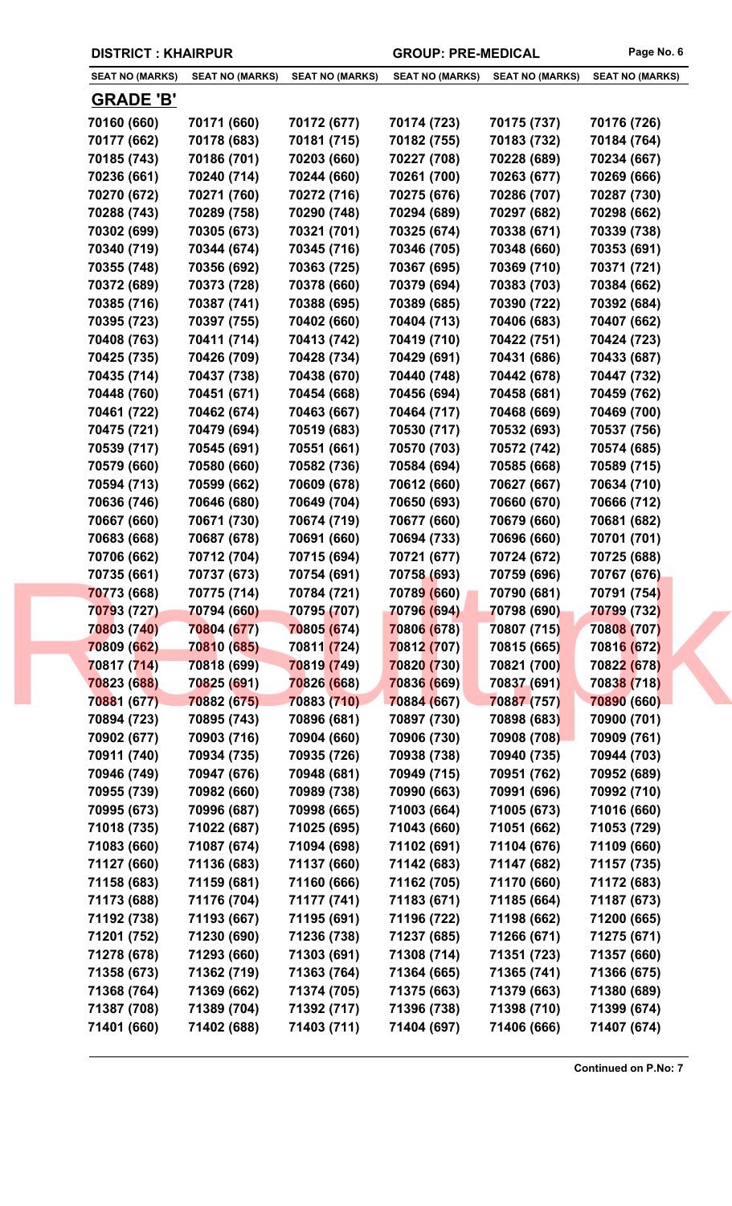**DISTRICT : KHAIRPUR** **GROUP: PRE-MEDICAL**

| SEAT NO (MARKS) | SEAT NO (MARKS) | SEAT NO (MARKS) | SEAT NO (MARKS) | SEAT NO (MARKS) | SEAT NO (MARKS) |
|---|---|---|---|---|---|

## GRADE 'B'

| | | | | | |
|---|---|---|---|---|---|
| 70160 (660) | 70171 (660) | 70172 (677) | 70174 (723) | 70175 (737) | 70176 (726) |
| 70177 (662) | 70178 (683) | 70181 (715) | 70182 (755) | 70183 (732) | 70184 (764) |
| 70185 (743) | 70186 (701) | 70203 (660) | 70227 (708) | 70228 (689) | 70234 (667) |
| 70236 (661) | 70240 (714) | 70244 (660) | 70261 (700) | 70263 (677) | 70269 (666) |
| 70270 (672) | 70271 (760) | 70272 (716) | 70275 (676) | 70286 (707) | 70287 (730) |
| 70288 (743) | 70289 (758) | 70290 (748) | 70294 (689) | 70297 (682) | 70298 (662) |
| 70302 (699) | 70305 (673) | 70321 (701) | 70325 (674) | 70338 (671) | 70339 (738) |
| 70340 (719) | 70344 (674) | 70345 (716) | 70346 (705) | 70348 (660) | 70353 (691) |
| 70355 (748) | 70356 (692) | 70363 (725) | 70367 (695) | 70369 (710) | 70371 (721) |
| 70372 (689) | 70373 (728) | 70378 (660) | 70379 (694) | 70383 (703) | 70384 (662) |
| 70385 (716) | 70387 (741) | 70388 (695) | 70389 (685) | 70390 (722) | 70392 (684) |
| 70395 (723) | 70397 (755) | 70402 (660) | 70404 (713) | 70406 (683) | 70407 (662) |
| 70408 (763) | 70411 (714) | 70413 (742) | 70419 (710) | 70422 (751) | 70424 (723) |
| 70425 (735) | 70426 (709) | 70428 (734) | 70429 (691) | 70431 (686) | 70433 (687) |
| 70435 (714) | 70437 (738) | 70438 (670) | 70440 (748) | 70442 (678) | 70447 (732) |
| 70448 (760) | 70451 (671) | 70454 (668) | 70456 (694) | 70458 (681) | 70459 (762) |
| 70461 (722) | 70462 (674) | 70463 (667) | 70464 (717) | 70468 (669) | 70469 (700) |
| 70475 (721) | 70479 (694) | 70519 (683) | 70530 (717) | 70532 (693) | 70537 (756) |
| 70539 (717) | 70545 (691) | 70551 (661) | 70570 (703) | 70572 (742) | 70574 (685) |
| 70579 (660) | 70580 (660) | 70582 (736) | 70584 (694) | 70585 (668) | 70589 (715) |
| 70594 (713) | 70599 (662) | 70609 (678) | 70612 (660) | 70627 (667) | 70634 (710) |
| 70636 (746) | 70646 (680) | 70649 (704) | 70650 (693) | 70660 (670) | 70666 (712) |
| 70667 (660) | 70671 (730) | 70674 (719) | 70677 (660) | 70679 (660) | 70681 (682) |
| 70683 (668) | 70687 (678) | 70691 (660) | 70694 (733) | 70696 (660) | 70701 (701) |
| 70706 (662) | 70712 (704) | 70715 (694) | 70721 (677) | 70724 (672) | 70725 (688) |
| 70735 (661) | 70737 (673) | 70754 (691) | 70758 (693) | 70759 (696) | 70767 (676) |
| 70773 (668) | 70775 (714) | 70784 (721) | 70789 (660) | 70790 (681) | 70791 (754) |
| 70793 (727) | 70794 (660) | 70795 (707) | 70796 (694) | 70798 (690) | 70799 (732) |
| 70803 (740) | 70804 (677) | 70805 (674) | 70806 (678) | 70807 (715) | 70808 (707) |
| 70809 (662) | 70810 (685) | 70811 (724) | 70812 (707) | 70815 (665) | 70816 (672) |
| 70817 (714) | 70818 (699) | 70819 (749) | 70820 (730) | 70821 (700) | 70822 (678) |
| 70823 (688) | 70825 (691) | 70826 (668) | 70836 (669) | 70837 (691) | 70838 (718) |
| 70881 (677) | 70882 (675) | 70883 (710) | 70884 (667) | 70887 (757) | 70890 (660) |
| 70894 (723) | 70895 (743) | 70896 (681) | 70897 (730) | 70898 (683) | 70900 (701) |
| 70902 (677) | 70903 (716) | 70904 (660) | 70906 (730) | 70908 (708) | 70909 (761) |
| 70911 (740) | 70934 (735) | 70935 (726) | 70938 (738) | 70940 (735) | 70944 (703) |
| 70946 (749) | 70947 (676) | 70948 (681) | 70949 (715) | 70951 (762) | 70952 (689) |
| 70955 (739) | 70982 (660) | 70989 (738) | 70990 (663) | 70991 (696) | 70992 (710) |
| 70995 (673) | 70996 (687) | 70998 (665) | 71003 (664) | 71005 (673) | 71016 (660) |
| 71018 (735) | 71022 (687) | 71025 (695) | 71043 (660) | 71051 (662) | 71053 (729) |
| 71083 (660) | 71087 (674) | 71094 (698) | 71102 (691) | 71104 (676) | 71109 (660) |
| 71127 (660) | 71136 (683) | 71137 (660) | 71142 (683) | 71147 (682) | 71157 (735) |
| 71158 (683) | 71159 (681) | 71160 (666) | 71162 (705) | 71170 (660) | 71172 (683) |
| 71173 (688) | 71176 (704) | 71177 (741) | 71183 (671) | 71185 (664) | 71187 (673) |
| 71192 (738) | 71193 (667) | 71195 (691) | 71196 (722) | 71198 (662) | 71200 (665) |
| 71201 (752) | 71230 (690) | 71236 (738) | 71237 (685) | 71266 (671) | 71275 (671) |
| 71278 (678) | 71293 (660) | 71303 (691) | 71308 (714) | 71351 (723) | 71357 (660) |
| 71358 (673) | 71362 (719) | 71363 (764) | 71364 (665) | 71365 (741) | 71366 (675) |
| 71368 (764) | 71369 (662) | 71374 (705) | 71375 (663) | 71379 (663) | 71380 (689) |
| 71387 (708) | 71389 (704) | 71392 (717) | 71396 (738) | 71398 (710) | 71399 (674) |
| 71401 (660) | 71402 (688) | 71403 (711) | 71404 (697) | 71406 (666) | 71407 (674) |

**Continued on P.No: 7**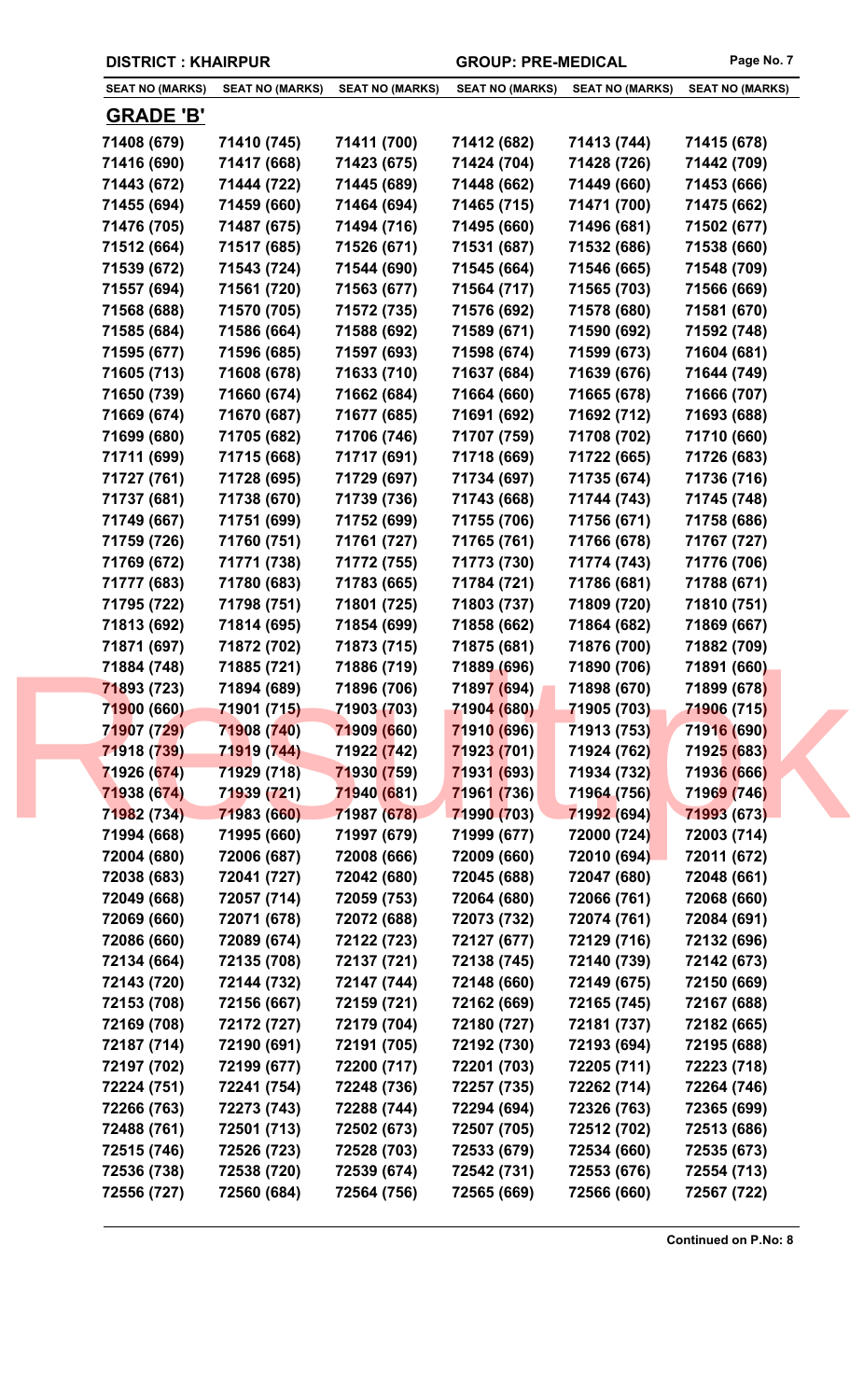**DISTRICT : KHAIRPUR** **GROUP: PRE-MEDICAL**

| SEAT NO (MARKS) | SEAT NO (MARKS) | SEAT NO (MARKS) | SEAT NO (MARKS) | SEAT NO (MARKS) | SEAT NO (MARKS) |
|---|---|---|---|---|---|

## GRADE 'B'

| SEAT NO (MARKS) | SEAT NO (MARKS) | SEAT NO (MARKS) | SEAT NO (MARKS) | SEAT NO (MARKS) | SEAT NO (MARKS) |
|---|---|---|---|---|---|
| 71408 (679) | 71410 (745) | 71411 (700) | 71412 (682) | 71413 (744) | 71415 (678) |
| 71416 (690) | 71417 (668) | 71423 (675) | 71424 (704) | 71428 (726) | 71442 (709) |
| 71443 (672) | 71444 (722) | 71445 (689) | 71448 (662) | 71449 (660) | 71453 (666) |
| 71455 (694) | 71459 (660) | 71464 (694) | 71465 (715) | 71471 (700) | 71475 (662) |
| 71476 (705) | 71487 (675) | 71494 (716) | 71495 (660) | 71496 (681) | 71502 (677) |
| 71512 (664) | 71517 (685) | 71526 (671) | 71531 (687) | 71532 (686) | 71538 (660) |
| 71539 (672) | 71543 (724) | 71544 (690) | 71545 (664) | 71546 (665) | 71548 (709) |
| 71557 (694) | 71561 (720) | 71563 (677) | 71564 (717) | 71565 (703) | 71566 (669) |
| 71568 (688) | 71570 (705) | 71572 (735) | 71576 (692) | 71578 (680) | 71581 (670) |
| 71585 (684) | 71586 (664) | 71588 (692) | 71589 (671) | 71590 (692) | 71592 (748) |
| 71595 (677) | 71596 (685) | 71597 (693) | 71598 (674) | 71599 (673) | 71604 (681) |
| 71605 (713) | 71608 (678) | 71633 (710) | 71637 (684) | 71639 (676) | 71644 (749) |
| 71650 (739) | 71660 (674) | 71662 (684) | 71664 (660) | 71665 (678) | 71666 (707) |
| 71669 (674) | 71670 (687) | 71677 (685) | 71691 (692) | 71692 (712) | 71693 (688) |
| 71699 (680) | 71705 (682) | 71706 (746) | 71707 (759) | 71708 (702) | 71710 (660) |
| 71711 (699) | 71715 (668) | 71717 (691) | 71718 (669) | 71722 (665) | 71726 (683) |
| 71727 (761) | 71728 (695) | 71729 (697) | 71734 (697) | 71735 (674) | 71736 (716) |
| 71737 (681) | 71738 (670) | 71739 (736) | 71743 (668) | 71744 (743) | 71745 (748) |
| 71749 (667) | 71751 (699) | 71752 (699) | 71755 (706) | 71756 (671) | 71758 (686) |
| 71759 (726) | 71760 (751) | 71761 (727) | 71765 (761) | 71766 (678) | 71767 (727) |
| 71769 (672) | 71771 (738) | 71772 (755) | 71773 (730) | 71774 (743) | 71776 (706) |
| 71777 (683) | 71780 (683) | 71783 (665) | 71784 (721) | 71786 (681) | 71788 (671) |
| 71795 (722) | 71798 (751) | 71801 (725) | 71803 (737) | 71809 (720) | 71810 (751) |
| 71813 (692) | 71814 (695) | 71854 (699) | 71858 (662) | 71864 (682) | 71869 (667) |
| 71871 (697) | 71872 (702) | 71873 (715) | 71875 (681) | 71876 (700) | 71882 (709) |
| 71884 (748) | 71885 (721) | 71886 (719) | 71889 (696) | 71890 (706) | 71891 (660) |
| 71893 (723) | 71894 (689) | 71896 (706) | 71897 (694) | 71898 (670) | 71899 (678) |
| 71900 (660) | 71901 (715) | 71903 (703) | 71904 (680) | 71905 (703) | 71906 (715) |
| 71907 (729) | 71908 (740) | 71909 (660) | 71910 (696) | 71913 (753) | 71916 (690) |
| 71918 (739) | 71919 (744) | 71922 (742) | 71923 (701) | 71924 (762) | 71925 (683) |
| 71926 (674) | 71929 (718) | 71930 (759) | 71931 (693) | 71934 (732) | 71936 (666) |
| 71938 (674) | 71939 (721) | 71940 (681) | 71961 (736) | 71964 (756) | 71969 (746) |
| 71982 (734) | 71983 (660) | 71987 (678) | 71990 (703) | 71992 (694) | 71993 (673) |
| 71994 (668) | 71995 (660) | 71997 (679) | 71999 (677) | 72000 (724) | 72003 (714) |
| 72004 (680) | 72006 (687) | 72008 (666) | 72009 (660) | 72010 (694) | 72011 (672) |
| 72038 (683) | 72041 (727) | 72042 (680) | 72045 (688) | 72047 (680) | 72048 (661) |
| 72049 (668) | 72057 (714) | 72059 (753) | 72064 (680) | 72066 (761) | 72068 (660) |
| 72069 (660) | 72071 (678) | 72072 (688) | 72073 (732) | 72074 (761) | 72084 (691) |
| 72086 (660) | 72089 (674) | 72122 (723) | 72127 (677) | 72129 (716) | 72132 (696) |
| 72134 (664) | 72135 (708) | 72137 (721) | 72138 (745) | 72140 (739) | 72142 (673) |
| 72143 (720) | 72144 (732) | 72147 (744) | 72148 (660) | 72149 (675) | 72150 (669) |
| 72153 (708) | 72156 (667) | 72159 (721) | 72162 (669) | 72165 (745) | 72167 (688) |
| 72169 (708) | 72172 (727) | 72179 (704) | 72180 (727) | 72181 (737) | 72182 (665) |
| 72187 (714) | 72190 (691) | 72191 (705) | 72192 (730) | 72193 (694) | 72195 (688) |
| 72197 (702) | 72199 (677) | 72200 (717) | 72201 (703) | 72205 (711) | 72223 (718) |
| 72224 (751) | 72241 (754) | 72248 (736) | 72257 (735) | 72262 (714) | 72264 (746) |
| 72266 (763) | 72273 (743) | 72288 (744) | 72294 (694) | 72326 (763) | 72365 (699) |
| 72488 (761) | 72501 (713) | 72502 (673) | 72507 (705) | 72512 (702) | 72513 (686) |
| 72515 (746) | 72526 (723) | 72528 (703) | 72533 (679) | 72534 (660) | 72535 (673) |
| 72536 (738) | 72538 (720) | 72539 (674) | 72542 (731) | 72553 (676) | 72554 (713) |
| 72556 (727) | 72560 (684) | 72564 (756) | 72565 (669) | 72566 (660) | 72567 (722) |

**Continued on P.No: 8**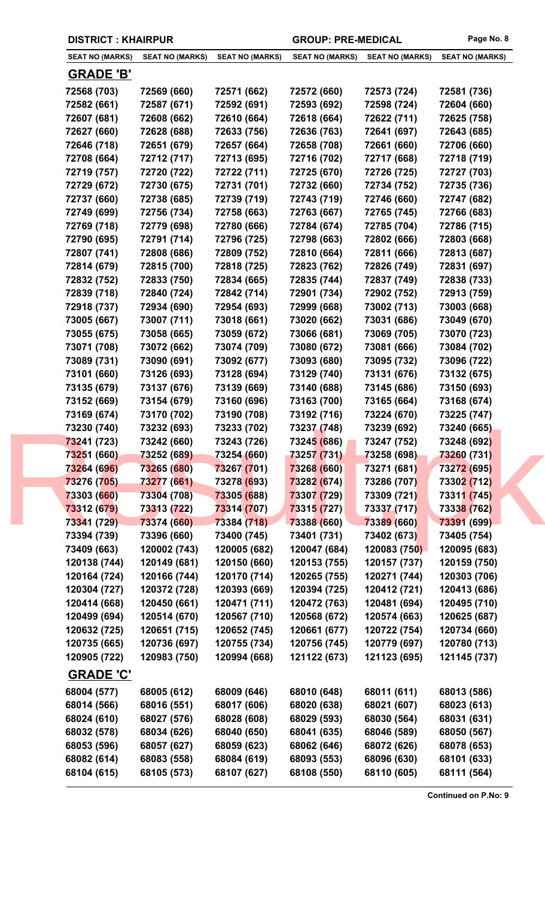**DISTRICT : KHAIRPUR** **GROUP: PRE-MEDICAL**

| SEAT NO (MARKS) | SEAT NO (MARKS) | SEAT NO (MARKS) | SEAT NO (MARKS) | SEAT NO (MARKS) | SEAT NO (MARKS) |
|---|---|---|---|---|---|

## GRADE 'B'

| | | | | | |
|---|---|---|---|---|---|
| 72568 (703) | 72569 (660) | 72571 (662) | 72572 (660) | 72573 (724) | 72581 (736) |
| 72582 (661) | 72587 (671) | 72592 (691) | 72593 (692) | 72598 (724) | 72604 (660) |
| 72607 (681) | 72608 (662) | 72610 (664) | 72618 (664) | 72622 (711) | 72625 (758) |
| 72627 (660) | 72628 (688) | 72633 (756) | 72636 (763) | 72641 (697) | 72643 (685) |
| 72646 (718) | 72651 (679) | 72657 (664) | 72658 (708) | 72661 (660) | 72706 (660) |
| 72708 (664) | 72712 (717) | 72713 (695) | 72716 (702) | 72717 (668) | 72718 (719) |
| 72719 (757) | 72720 (722) | 72722 (711) | 72725 (670) | 72726 (725) | 72727 (703) |
| 72729 (672) | 72730 (675) | 72731 (701) | 72732 (660) | 72734 (752) | 72735 (736) |
| 72737 (660) | 72738 (685) | 72739 (719) | 72743 (719) | 72746 (660) | 72747 (682) |
| 72749 (699) | 72756 (734) | 72758 (663) | 72763 (667) | 72765 (745) | 72766 (683) |
| 72769 (718) | 72779 (698) | 72780 (666) | 72784 (674) | 72785 (704) | 72786 (715) |
| 72790 (695) | 72791 (714) | 72796 (725) | 72798 (663) | 72802 (666) | 72803 (668) |
| 72807 (741) | 72808 (686) | 72809 (752) | 72810 (664) | 72811 (666) | 72813 (687) |
| 72814 (679) | 72815 (700) | 72818 (725) | 72823 (762) | 72826 (749) | 72831 (697) |
| 72832 (752) | 72833 (750) | 72834 (665) | 72835 (744) | 72837 (749) | 72838 (733) |
| 72839 (718) | 72840 (724) | 72842 (714) | 72901 (734) | 72902 (752) | 72913 (759) |
| 72918 (737) | 72934 (690) | 72954 (693) | 72999 (668) | 73002 (713) | 73003 (668) |
| 73005 (667) | 73007 (711) | 73018 (661) | 73020 (662) | 73031 (686) | 73049 (670) |
| 73055 (675) | 73058 (665) | 73059 (672) | 73066 (681) | 73069 (705) | 73070 (723) |
| 73071 (708) | 73072 (662) | 73074 (709) | 73080 (672) | 73081 (666) | 73084 (702) |
| 73089 (731) | 73090 (691) | 73092 (677) | 73093 (680) | 73095 (732) | 73096 (722) |
| 73101 (660) | 73126 (693) | 73128 (694) | 73129 (740) | 73131 (676) | 73132 (675) |
| 73135 (679) | 73137 (676) | 73139 (669) | 73140 (688) | 73145 (686) | 73150 (693) |
| 73152 (669) | 73154 (679) | 73160 (696) | 73163 (700) | 73165 (664) | 73168 (674) |
| 73169 (674) | 73170 (702) | 73190 (708) | 73192 (716) | 73224 (670) | 73225 (747) |
| 73230 (740) | 73232 (693) | 73233 (702) | 73237 (748) | 73239 (692) | 73240 (665) |
| 73241 (723) | 73242 (660) | 73243 (726) | 73245 (686) | 73247 (752) | 73248 (692) |
| 73251 (660) | 73252 (689) | 73254 (660) | 73257 (731) | 73258 (698) | 73260 (731) |
| 73264 (696) | 73265 (680) | 73267 (701) | 73268 (660) | 73271 (681) | 73272 (695) |
| 73276 (705) | 73277 (661) | 73278 (693) | 73282 (674) | 73286 (707) | 73302 (712) |
| 73303 (660) | 73304 (708) | 73305 (688) | 73307 (729) | 73309 (721) | 73311 (745) |
| 73312 (679) | 73313 (722) | 73314 (707) | 73315 (727) | 73337 (717) | 73338 (762) |
| 73341 (729) | 73374 (660) | 73384 (718) | 73388 (660) | 73389 (660) | 73391 (699) |
| 73394 (739) | 73396 (660) | 73400 (745) | 73401 (731) | 73402 (673) | 73405 (754) |
| 73409 (663) | 120002 (743) | 120005 (682) | 120047 (684) | 120083 (750) | 120095 (683) |
| 120138 (744) | 120149 (681) | 120150 (660) | 120153 (755) | 120157 (737) | 120159 (750) |
| 120164 (724) | 120166 (744) | 120170 (714) | 120265 (755) | 120271 (744) | 120303 (706) |
| 120304 (727) | 120372 (728) | 120393 (669) | 120394 (725) | 120412 (721) | 120413 (686) |
| 120414 (668) | 120450 (661) | 120471 (711) | 120472 (763) | 120481 (694) | 120495 (710) |
| 120499 (694) | 120514 (670) | 120567 (710) | 120568 (672) | 120574 (663) | 120625 (687) |
| 120632 (725) | 120651 (715) | 120652 (745) | 120661 (677) | 120722 (754) | 120734 (660) |
| 120735 (665) | 120736 (697) | 120755 (734) | 120756 (745) | 120779 (697) | 120780 (713) |
| 120905 (722) | 120983 (750) | 120994 (668) | 121122 (673) | 121123 (695) | 121145 (737) |

## GRADE 'C'

| | | | | | |
|---|---|---|---|---|---|
| 68004 (577) | 68005 (612) | 68009 (646) | 68010 (648) | 68011 (611) | 68013 (586) |
| 68014 (566) | 68016 (551) | 68017 (606) | 68020 (638) | 68021 (607) | 68023 (613) |
| 68024 (610) | 68027 (576) | 68028 (608) | 68029 (593) | 68030 (564) | 68031 (631) |
| 68032 (578) | 68034 (626) | 68040 (650) | 68041 (635) | 68046 (589) | 68050 (567) |
| 68053 (596) | 68057 (627) | 68059 (623) | 68062 (646) | 68072 (626) | 68078 (653) |
| 68082 (614) | 68083 (558) | 68084 (619) | 68093 (553) | 68096 (630) | 68101 (633) |
| 68104 (615) | 68105 (573) | 68107 (627) | 68108 (550) | 68110 (605) | 68111 (564) |

**Continued on P.No: 9**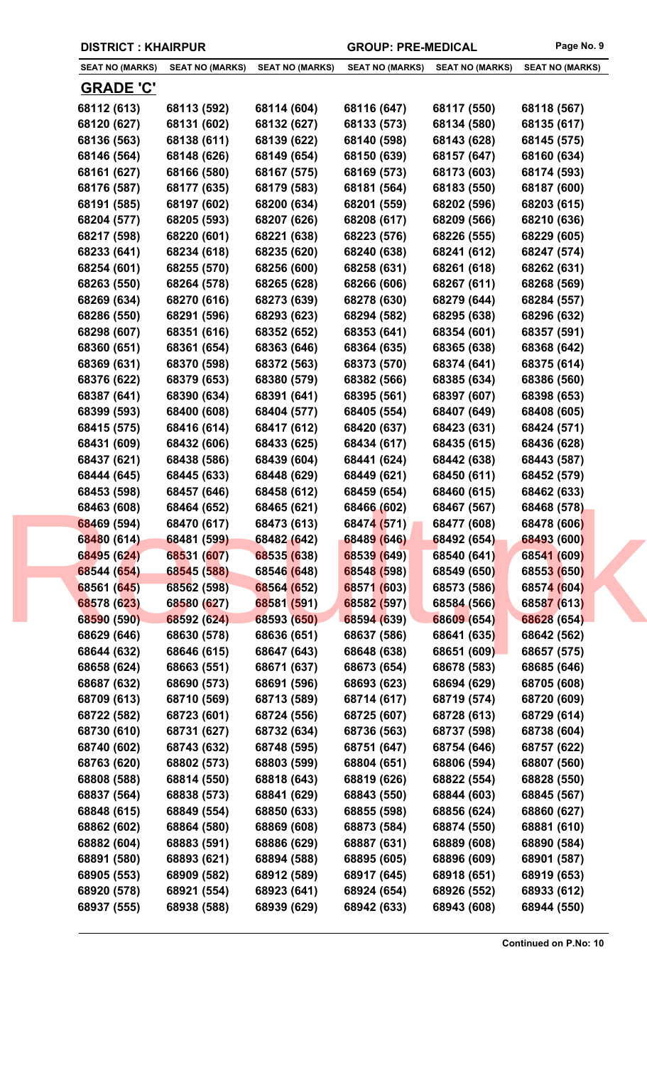**DISTRICT : KHAIRPUR** **GROUP: PRE-MEDICAL**

| SEAT NO (MARKS) | SEAT NO (MARKS) | SEAT NO (MARKS) | SEAT NO (MARKS) | SEAT NO (MARKS) | SEAT NO (MARKS) |
|---|---|---|---|---|---|

## GRADE 'C'

| | | | | | |
|---|---|---|---|---|---|
| 68112 (613) | 68113 (592) | 68114 (604) | 68116 (647) | 68117 (550) | 68118 (567) |
| 68120 (627) | 68131 (602) | 68132 (627) | 68133 (573) | 68134 (580) | 68135 (617) |
| 68136 (563) | 68138 (611) | 68139 (622) | 68140 (598) | 68143 (628) | 68145 (575) |
| 68146 (564) | 68148 (626) | 68149 (654) | 68150 (639) | 68157 (647) | 68160 (634) |
| 68161 (627) | 68166 (580) | 68167 (575) | 68169 (573) | 68173 (603) | 68174 (593) |
| 68176 (587) | 68177 (635) | 68179 (583) | 68181 (564) | 68183 (550) | 68187 (600) |
| 68191 (585) | 68197 (602) | 68200 (634) | 68201 (559) | 68202 (596) | 68203 (615) |
| 68204 (577) | 68205 (593) | 68207 (626) | 68208 (617) | 68209 (566) | 68210 (636) |
| 68217 (598) | 68220 (601) | 68221 (638) | 68223 (576) | 68226 (555) | 68229 (605) |
| 68233 (641) | 68234 (618) | 68235 (620) | 68240 (638) | 68241 (612) | 68247 (574) |
| 68254 (601) | 68255 (570) | 68256 (600) | 68258 (631) | 68261 (618) | 68262 (631) |
| 68263 (550) | 68264 (578) | 68265 (628) | 68266 (606) | 68267 (611) | 68268 (569) |
| 68269 (634) | 68270 (616) | 68273 (639) | 68278 (630) | 68279 (644) | 68284 (557) |
| 68286 (550) | 68291 (596) | 68293 (623) | 68294 (582) | 68295 (638) | 68296 (632) |
| 68298 (607) | 68351 (616) | 68352 (652) | 68353 (641) | 68354 (601) | 68357 (591) |
| 68360 (651) | 68361 (654) | 68363 (646) | 68364 (635) | 68365 (638) | 68368 (642) |
| 68369 (631) | 68370 (598) | 68372 (563) | 68373 (570) | 68374 (641) | 68375 (614) |
| 68376 (622) | 68379 (653) | 68380 (579) | 68382 (566) | 68385 (634) | 68386 (560) |
| 68387 (641) | 68390 (634) | 68391 (641) | 68395 (561) | 68397 (607) | 68398 (653) |
| 68399 (593) | 68400 (608) | 68404 (577) | 68405 (554) | 68407 (649) | 68408 (605) |
| 68415 (575) | 68416 (614) | 68417 (612) | 68420 (637) | 68423 (631) | 68424 (571) |
| 68431 (609) | 68432 (606) | 68433 (625) | 68434 (617) | 68435 (615) | 68436 (628) |
| 68437 (621) | 68438 (586) | 68439 (604) | 68441 (624) | 68442 (638) | 68443 (587) |
| 68444 (645) | 68445 (633) | 68448 (629) | 68449 (621) | 68450 (611) | 68452 (579) |
| 68453 (598) | 68457 (646) | 68458 (612) | 68459 (654) | 68460 (615) | 68462 (633) |
| 68463 (608) | 68464 (652) | 68465 (621) | 68466 (602) | 68467 (567) | 68468 (578) |
| 68469 (594) | 68470 (617) | 68473 (613) | 68474 (571) | 68477 (608) | 68478 (606) |
| 68480 (614) | 68481 (599) | 68482 (642) | 68489 (646) | 68492 (654) | 68493 (600) |
| 68495 (624) | 68531 (607) | 68535 (638) | 68539 (649) | 68540 (641) | 68541 (609) |
| 68544 (654) | 68545 (588) | 68546 (648) | 68548 (598) | 68549 (650) | 68553 (650) |
| 68561 (645) | 68562 (598) | 68564 (652) | 68571 (603) | 68573 (586) | 68574 (604) |
| 68578 (623) | 68580 (627) | 68581 (591) | 68582 (597) | 68584 (566) | 68587 (613) |
| 68590 (590) | 68592 (624) | 68593 (650) | 68594 (639) | 68609 (654) | 68628 (654) |
| 68629 (646) | 68630 (578) | 68636 (651) | 68637 (586) | 68641 (635) | 68642 (562) |
| 68644 (632) | 68646 (615) | 68647 (643) | 68648 (638) | 68651 (609) | 68657 (575) |
| 68658 (624) | 68663 (551) | 68671 (637) | 68673 (654) | 68678 (583) | 68685 (646) |
| 68687 (632) | 68690 (573) | 68691 (596) | 68693 (623) | 68694 (629) | 68705 (608) |
| 68709 (613) | 68710 (569) | 68713 (589) | 68714 (617) | 68719 (574) | 68720 (609) |
| 68722 (582) | 68723 (601) | 68724 (556) | 68725 (607) | 68728 (613) | 68729 (614) |
| 68730 (610) | 68731 (627) | 68732 (634) | 68736 (563) | 68737 (598) | 68738 (604) |
| 68740 (602) | 68743 (632) | 68748 (595) | 68751 (647) | 68754 (646) | 68757 (622) |
| 68763 (620) | 68802 (573) | 68803 (599) | 68804 (651) | 68806 (594) | 68807 (560) |
| 68808 (588) | 68814 (550) | 68818 (643) | 68819 (626) | 68822 (554) | 68828 (550) |
| 68837 (564) | 68838 (573) | 68841 (629) | 68843 (550) | 68844 (603) | 68845 (567) |
| 68848 (615) | 68849 (554) | 68850 (633) | 68855 (598) | 68856 (624) | 68860 (627) |
| 68862 (602) | 68864 (580) | 68869 (608) | 68873 (584) | 68874 (550) | 68881 (610) |
| 68882 (604) | 68883 (591) | 68886 (629) | 68887 (631) | 68889 (608) | 68890 (584) |
| 68891 (580) | 68893 (621) | 68894 (588) | 68895 (605) | 68896 (609) | 68901 (587) |
| 68905 (553) | 68909 (582) | 68912 (589) | 68917 (645) | 68918 (651) | 68919 (653) |
| 68920 (578) | 68921 (554) | 68923 (641) | 68924 (654) | 68926 (552) | 68933 (612) |
| 68937 (555) | 68938 (588) | 68939 (629) | 68942 (633) | 68943 (608) | 68944 (550) |

**Continued on P.No: 10**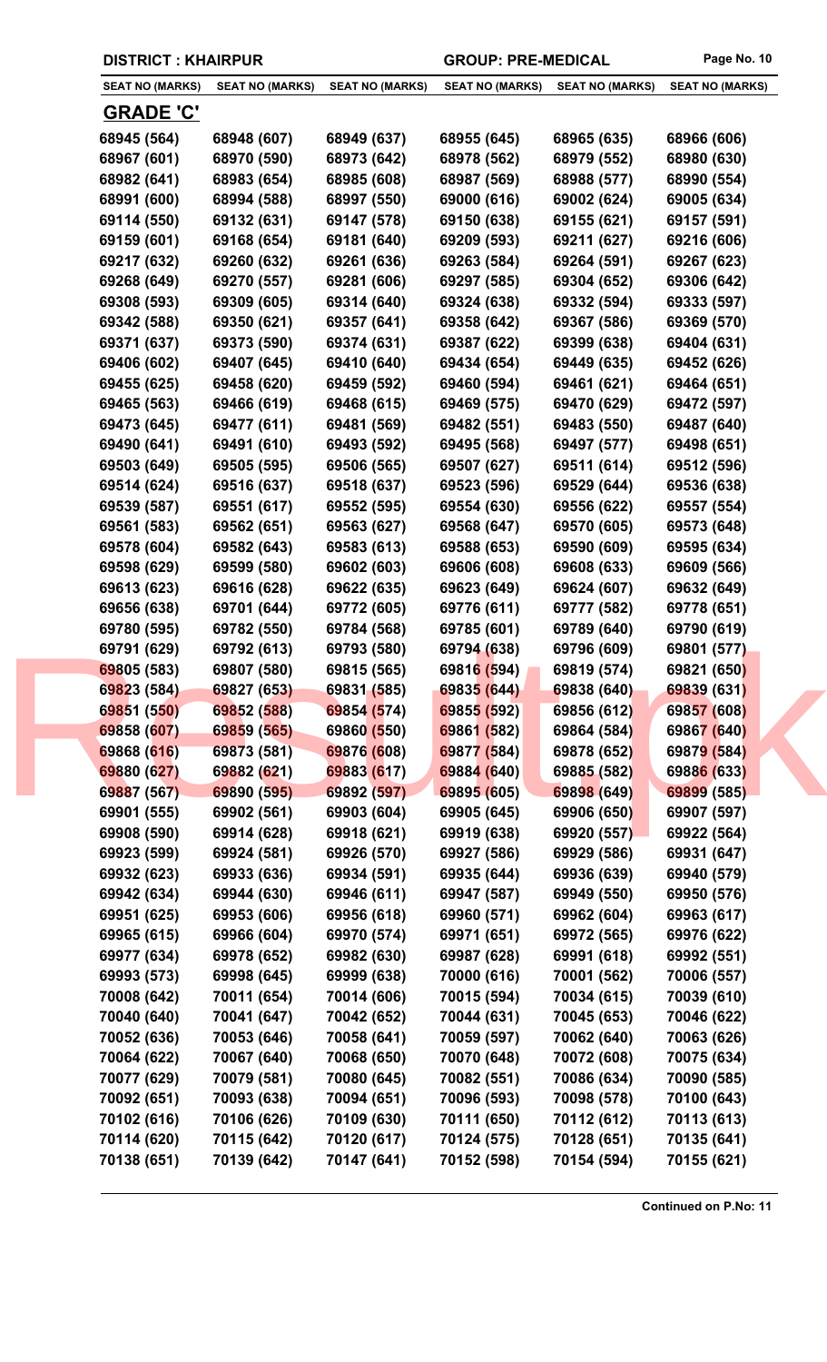**DISTRICT : KHAIRPUR** **GROUP: PRE-MEDICAL**

| SEAT NO (MARKS) | SEAT NO (MARKS) | SEAT NO (MARKS) | SEAT NO (MARKS) | SEAT NO (MARKS) | SEAT NO (MARKS) |
|---|---|---|---|---|---|

## GRADE 'C'

| | | | | | |
|---|---|---|---|---|---|
| 68945 (564) | 68948 (607) | 68949 (637) | 68955 (645) | 68965 (635) | 68966 (606) |
| 68967 (601) | 68970 (590) | 68973 (642) | 68978 (562) | 68979 (552) | 68980 (630) |
| 68982 (641) | 68983 (654) | 68985 (608) | 68987 (569) | 68988 (577) | 68990 (554) |
| 68991 (600) | 68994 (588) | 68997 (550) | 69000 (616) | 69002 (624) | 69005 (634) |
| 69114 (550) | 69132 (631) | 69147 (578) | 69150 (638) | 69155 (621) | 69157 (591) |
| 69159 (601) | 69168 (654) | 69181 (640) | 69209 (593) | 69211 (627) | 69216 (606) |
| 69217 (632) | 69260 (632) | 69261 (636) | 69263 (584) | 69264 (591) | 69267 (623) |
| 69268 (649) | 69270 (557) | 69281 (606) | 69297 (585) | 69304 (652) | 69306 (642) |
| 69308 (593) | 69309 (605) | 69314 (640) | 69324 (638) | 69332 (594) | 69333 (597) |
| 69342 (588) | 69350 (621) | 69357 (641) | 69358 (642) | 69367 (586) | 69369 (570) |
| 69371 (637) | 69373 (590) | 69374 (631) | 69387 (622) | 69399 (638) | 69404 (631) |
| 69406 (602) | 69407 (645) | 69410 (640) | 69434 (654) | 69449 (635) | 69452 (626) |
| 69455 (625) | 69458 (620) | 69459 (592) | 69460 (594) | 69461 (621) | 69464 (651) |
| 69465 (563) | 69466 (619) | 69468 (615) | 69469 (575) | 69470 (629) | 69472 (597) |
| 69473 (645) | 69477 (611) | 69481 (569) | 69482 (551) | 69483 (550) | 69487 (640) |
| 69490 (641) | 69491 (610) | 69493 (592) | 69495 (568) | 69497 (577) | 69498 (651) |
| 69503 (649) | 69505 (595) | 69506 (565) | 69507 (627) | 69511 (614) | 69512 (596) |
| 69514 (624) | 69516 (637) | 69518 (637) | 69523 (596) | 69529 (644) | 69536 (638) |
| 69539 (587) | 69551 (617) | 69552 (595) | 69554 (630) | 69556 (622) | 69557 (554) |
| 69561 (583) | 69562 (651) | 69563 (627) | 69568 (647) | 69570 (605) | 69573 (648) |
| 69578 (604) | 69582 (643) | 69583 (613) | 69588 (653) | 69590 (609) | 69595 (634) |
| 69598 (629) | 69599 (580) | 69602 (603) | 69606 (608) | 69608 (633) | 69609 (566) |
| 69613 (623) | 69616 (628) | 69622 (635) | 69623 (649) | 69624 (607) | 69632 (649) |
| 69656 (638) | 69701 (644) | 69772 (605) | 69776 (611) | 69777 (582) | 69778 (651) |
| 69780 (595) | 69782 (550) | 69784 (568) | 69785 (601) | 69789 (640) | 69790 (619) |
| 69791 (629) | 69792 (613) | 69793 (580) | 69794 (638) | 69796 (609) | 69801 (577) |
| 69805 (583) | 69807 (580) | 69815 (565) | 69816 (594) | 69819 (574) | 69821 (650) |
| 69823 (584) | 69827 (653) | 69831 (585) | 69835 (644) | 69838 (640) | 69839 (631) |
| 69851 (550) | 69852 (588) | 69854 (574) | 69855 (592) | 69856 (612) | 69857 (608) |
| 69858 (607) | 69859 (565) | 69860 (550) | 69861 (582) | 69864 (584) | 69867 (640) |
| 69868 (616) | 69873 (581) | 69876 (608) | 69877 (584) | 69878 (652) | 69879 (584) |
| 69880 (627) | 69882 (621) | 69883 (617) | 69884 (640) | 69885 (582) | 69886 (633) |
| 69887 (567) | 69890 (595) | 69892 (597) | 69895 (605) | 69898 (649) | 69899 (585) |
| 69901 (555) | 69902 (561) | 69903 (604) | 69905 (645) | 69906 (650) | 69907 (597) |
| 69908 (590) | 69914 (628) | 69918 (621) | 69919 (638) | 69920 (557) | 69922 (564) |
| 69923 (599) | 69924 (581) | 69926 (570) | 69927 (586) | 69929 (586) | 69931 (647) |
| 69932 (623) | 69933 (636) | 69934 (591) | 69935 (644) | 69936 (639) | 69940 (579) |
| 69942 (634) | 69944 (630) | 69946 (611) | 69947 (587) | 69949 (550) | 69950 (576) |
| 69951 (625) | 69953 (606) | 69956 (618) | 69960 (571) | 69962 (604) | 69963 (617) |
| 69965 (615) | 69966 (604) | 69970 (574) | 69971 (651) | 69972 (565) | 69976 (622) |
| 69977 (634) | 69978 (652) | 69982 (630) | 69987 (628) | 69991 (618) | 69992 (551) |
| 69993 (573) | 69998 (645) | 69999 (638) | 70000 (616) | 70001 (562) | 70006 (557) |
| 70008 (642) | 70011 (654) | 70014 (606) | 70015 (594) | 70034 (615) | 70039 (610) |
| 70040 (640) | 70041 (647) | 70042 (652) | 70044 (631) | 70045 (653) | 70046 (622) |
| 70052 (636) | 70053 (646) | 70058 (641) | 70059 (597) | 70062 (640) | 70063 (626) |
| 70064 (622) | 70067 (640) | 70068 (650) | 70070 (648) | 70072 (608) | 70075 (634) |
| 70077 (629) | 70079 (581) | 70080 (645) | 70082 (551) | 70086 (634) | 70090 (585) |
| 70092 (651) | 70093 (638) | 70094 (651) | 70096 (593) | 70098 (578) | 70100 (643) |
| 70102 (616) | 70106 (626) | 70109 (630) | 70111 (650) | 70112 (612) | 70113 (613) |
| 70114 (620) | 70115 (642) | 70120 (617) | 70124 (575) | 70128 (651) | 70135 (641) |
| 70138 (651) | 70139 (642) | 70147 (641) | 70152 (598) | 70154 (594) | 70155 (621) |

**Continued on P.No: 11**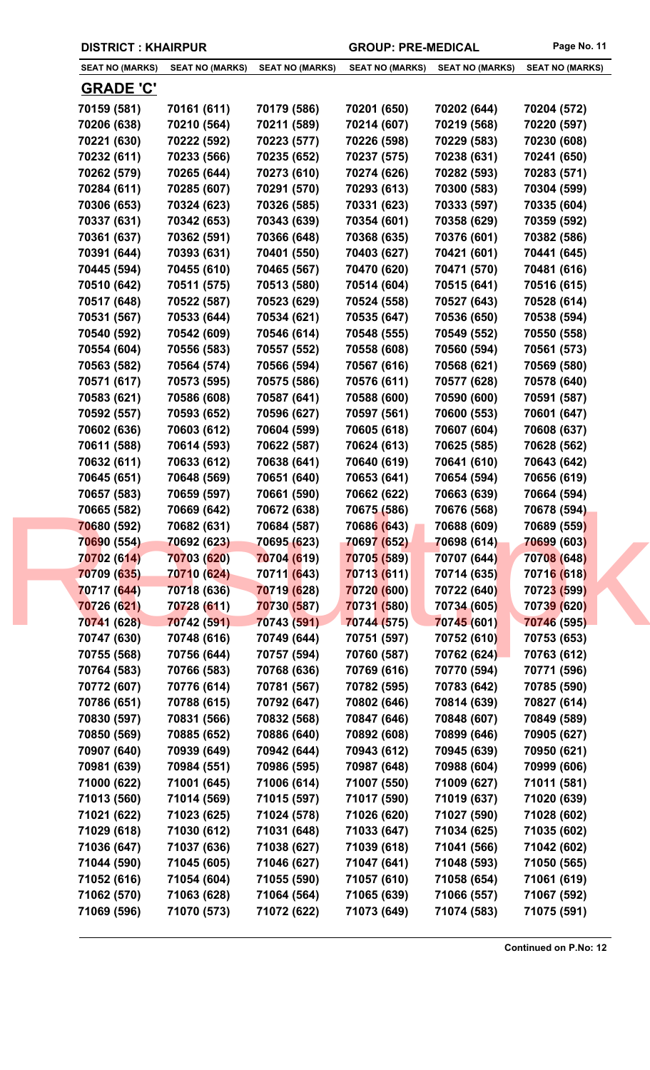**DISTRICT : KHAIRPUR** **GROUP: PRE-MEDICAL**

| SEAT NO (MARKS) | SEAT NO (MARKS) | SEAT NO (MARKS) | SEAT NO (MARKS) | SEAT NO (MARKS) | SEAT NO (MARKS) |
|---|---|---|---|---|---|

## GRADE 'C'

| | | | | | |
|---|---|---|---|---|---|
| 70159 (581) | 70161 (611) | 70179 (586) | 70201 (650) | 70202 (644) | 70204 (572) |
| 70206 (638) | 70210 (564) | 70211 (589) | 70214 (607) | 70219 (568) | 70220 (597) |
| 70221 (630) | 70222 (592) | 70223 (577) | 70226 (598) | 70229 (583) | 70230 (608) |
| 70232 (611) | 70233 (566) | 70235 (652) | 70237 (575) | 70238 (631) | 70241 (650) |
| 70262 (579) | 70265 (644) | 70273 (610) | 70274 (626) | 70282 (593) | 70283 (571) |
| 70284 (611) | 70285 (607) | 70291 (570) | 70293 (613) | 70300 (583) | 70304 (599) |
| 70306 (653) | 70324 (623) | 70326 (585) | 70331 (623) | 70333 (597) | 70335 (604) |
| 70337 (631) | 70342 (653) | 70343 (639) | 70354 (601) | 70358 (629) | 70359 (592) |
| 70361 (637) | 70362 (591) | 70366 (648) | 70368 (635) | 70376 (601) | 70382 (586) |
| 70391 (644) | 70393 (631) | 70401 (550) | 70403 (627) | 70421 (601) | 70441 (645) |
| 70445 (594) | 70455 (610) | 70465 (567) | 70470 (620) | 70471 (570) | 70481 (616) |
| 70510 (642) | 70511 (575) | 70513 (580) | 70514 (604) | 70515 (641) | 70516 (615) |
| 70517 (648) | 70522 (587) | 70523 (629) | 70524 (558) | 70527 (643) | 70528 (614) |
| 70531 (567) | 70533 (644) | 70534 (621) | 70535 (647) | 70536 (650) | 70538 (594) |
| 70540 (592) | 70542 (609) | 70546 (614) | 70548 (555) | 70549 (552) | 70550 (558) |
| 70554 (604) | 70556 (583) | 70557 (552) | 70558 (608) | 70560 (594) | 70561 (573) |
| 70563 (582) | 70564 (574) | 70566 (594) | 70567 (616) | 70568 (621) | 70569 (580) |
| 70571 (617) | 70573 (595) | 70575 (586) | 70576 (611) | 70577 (628) | 70578 (640) |
| 70583 (621) | 70586 (608) | 70587 (641) | 70588 (600) | 70590 (600) | 70591 (587) |
| 70592 (557) | 70593 (652) | 70596 (627) | 70597 (561) | 70600 (553) | 70601 (647) |
| 70602 (636) | 70603 (612) | 70604 (599) | 70605 (618) | 70607 (604) | 70608 (637) |
| 70611 (588) | 70614 (593) | 70622 (587) | 70624 (613) | 70625 (585) | 70628 (562) |
| 70632 (611) | 70633 (612) | 70638 (641) | 70640 (619) | 70641 (610) | 70643 (642) |
| 70645 (651) | 70648 (569) | 70651 (640) | 70653 (641) | 70654 (594) | 70656 (619) |
| 70657 (583) | 70659 (597) | 70661 (590) | 70662 (622) | 70663 (639) | 70664 (594) |
| 70665 (582) | 70669 (642) | 70672 (638) | 70675 (586) | 70676 (568) | 70678 (594) |
| 70680 (592) | 70682 (631) | 70684 (587) | 70686 (643) | 70688 (609) | 70689 (559) |
| 70690 (554) | 70692 (623) | 70695 (623) | 70697 (652) | 70698 (614) | 70699 (603) |
| 70702 (614) | 70703 (620) | 70704 (619) | 70705 (589) | 70707 (644) | 70708 (648) |
| 70709 (635) | 70710 (624) | 70711 (643) | 70713 (611) | 70714 (635) | 70716 (618) |
| 70717 (644) | 70718 (636) | 70719 (628) | 70720 (600) | 70722 (640) | 70723 (599) |
| 70726 (621) | 70728 (611) | 70730 (587) | 70731 (580) | 70734 (605) | 70739 (620) |
| 70741 (628) | 70742 (591) | 70743 (591) | 70744 (575) | 70745 (601) | 70746 (595) |
| 70747 (630) | 70748 (616) | 70749 (644) | 70751 (597) | 70752 (610) | 70753 (653) |
| 70755 (568) | 70756 (644) | 70757 (594) | 70760 (587) | 70762 (624) | 70763 (612) |
| 70764 (583) | 70766 (583) | 70768 (636) | 70769 (616) | 70770 (594) | 70771 (596) |
| 70772 (607) | 70776 (614) | 70781 (567) | 70782 (595) | 70783 (642) | 70785 (590) |
| 70786 (651) | 70788 (615) | 70792 (647) | 70802 (646) | 70814 (639) | 70827 (614) |
| 70830 (597) | 70831 (566) | 70832 (568) | 70847 (646) | 70848 (607) | 70849 (589) |
| 70850 (569) | 70885 (652) | 70886 (640) | 70892 (608) | 70899 (646) | 70905 (627) |
| 70907 (640) | 70939 (649) | 70942 (644) | 70943 (612) | 70945 (639) | 70950 (621) |
| 70981 (639) | 70984 (551) | 70986 (595) | 70987 (648) | 70988 (604) | 70999 (606) |
| 71000 (622) | 71001 (645) | 71006 (614) | 71007 (550) | 71009 (627) | 71011 (581) |
| 71013 (560) | 71014 (569) | 71015 (597) | 71017 (590) | 71019 (637) | 71020 (639) |
| 71021 (622) | 71023 (625) | 71024 (578) | 71026 (620) | 71027 (590) | 71028 (602) |
| 71029 (618) | 71030 (612) | 71031 (648) | 71033 (647) | 71034 (625) | 71035 (602) |
| 71036 (647) | 71037 (636) | 71038 (627) | 71039 (618) | 71041 (566) | 71042 (602) |
| 71044 (590) | 71045 (605) | 71046 (627) | 71047 (641) | 71048 (593) | 71050 (565) |
| 71052 (616) | 71054 (604) | 71055 (590) | 71057 (610) | 71058 (654) | 71061 (619) |
| 71062 (570) | 71063 (628) | 71064 (564) | 71065 (639) | 71066 (557) | 71067 (592) |
| 71069 (596) | 71070 (573) | 71072 (622) | 71073 (649) | 71074 (583) | 71075 (591) |

**Continued on P.No: 12**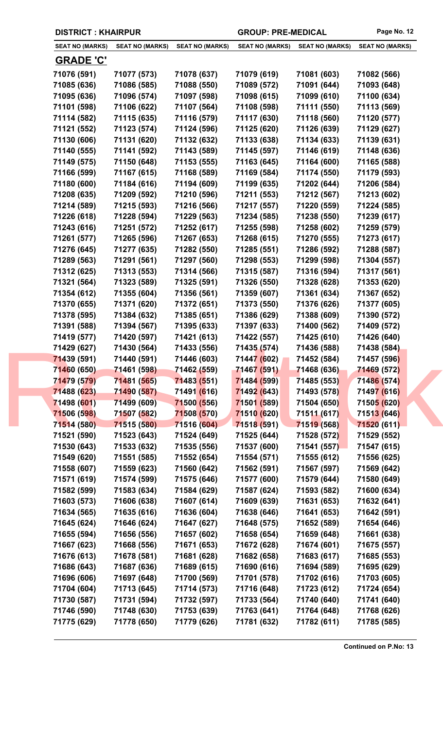**DISTRICT : KHAIRPUR** **GROUP: PRE-MEDICAL**

| SEAT NO (MARKS) | SEAT NO (MARKS) | SEAT NO (MARKS) | SEAT NO (MARKS) | SEAT NO (MARKS) | SEAT NO (MARKS) |
|---|---|---|---|---|---|

## GRADE 'C'

| | | | | | |
|---|---|---|---|---|---|
| 71076 (591) | 71077 (573) | 71078 (637) | 71079 (619) | 71081 (603) | 71082 (566) |
| 71085 (636) | 71086 (585) | 71088 (550) | 71089 (572) | 71091 (644) | 71093 (648) |
| 71095 (636) | 71096 (574) | 71097 (598) | 71098 (615) | 71099 (610) | 71100 (634) |
| 71101 (598) | 71106 (622) | 71107 (564) | 71108 (598) | 71111 (550) | 71113 (569) |
| 71114 (582) | 71115 (635) | 71116 (579) | 71117 (630) | 71118 (560) | 71120 (577) |
| 71121 (552) | 71123 (574) | 71124 (596) | 71125 (620) | 71126 (639) | 71129 (627) |
| 71130 (606) | 71131 (620) | 71132 (632) | 71133 (638) | 71134 (633) | 71139 (631) |
| 71140 (555) | 71141 (592) | 71143 (589) | 71145 (597) | 71146 (619) | 71148 (636) |
| 71149 (575) | 71150 (648) | 71153 (555) | 71163 (645) | 71164 (600) | 71165 (588) |
| 71166 (599) | 71167 (615) | 71168 (589) | 71169 (584) | 71174 (550) | 71179 (593) |
| 71180 (600) | 71184 (616) | 71194 (609) | 71199 (635) | 71202 (644) | 71206 (584) |
| 71208 (635) | 71209 (592) | 71210 (596) | 71211 (553) | 71212 (567) | 71213 (602) |
| 71214 (589) | 71215 (593) | 71216 (566) | 71217 (557) | 71220 (559) | 71224 (585) |
| 71226 (618) | 71228 (594) | 71229 (563) | 71234 (585) | 71238 (550) | 71239 (617) |
| 71243 (616) | 71251 (572) | 71252 (617) | 71255 (598) | 71258 (602) | 71259 (579) |
| 71261 (577) | 71265 (596) | 71267 (653) | 71268 (615) | 71270 (555) | 71273 (617) |
| 71276 (645) | 71277 (635) | 71282 (550) | 71285 (551) | 71286 (592) | 71288 (587) |
| 71289 (563) | 71291 (561) | 71297 (560) | 71298 (553) | 71299 (598) | 71304 (557) |
| 71312 (625) | 71313 (553) | 71314 (566) | 71315 (587) | 71316 (594) | 71317 (561) |
| 71321 (564) | 71323 (589) | 71325 (591) | 71326 (550) | 71328 (628) | 71353 (620) |
| 71354 (612) | 71355 (604) | 71356 (561) | 71359 (607) | 71361 (634) | 71367 (652) |
| 71370 (655) | 71371 (620) | 71372 (651) | 71373 (550) | 71376 (626) | 71377 (605) |
| 71378 (595) | 71384 (632) | 71385 (651) | 71386 (629) | 71388 (609) | 71390 (572) |
| 71391 (588) | 71394 (567) | 71395 (633) | 71397 (633) | 71400 (562) | 71409 (572) |
| 71419 (577) | 71420 (597) | 71421 (613) | 71422 (557) | 71425 (610) | 71426 (640) |
| 71429 (627) | 71430 (564) | 71433 (556) | 71435 (574) | 71436 (588) | 71438 (584) |
| 71439 (591) | 71440 (591) | 71446 (603) | 71447 (602) | 71452 (584) | 71457 (596) |
| 71460 (650) | 71461 (598) | 71462 (559) | 71467 (591) | 71468 (636) | 71469 (572) |
| 71479 (579) | 71481 (565) | 71483 (551) | 71484 (599) | 71485 (553) | 71486 (574) |
| 71488 (623) | 71490 (587) | 71491 (616) | 71492 (643) | 71493 (578) | 71497 (616) |
| 71498 (601) | 71499 (609) | 71500 (556) | 71501 (589) | 71504 (650) | 71505 (620) |
| 71506 (598) | 71507 (582) | 71508 (570) | 71510 (620) | 71511 (617) | 71513 (646) |
| 71514 (580) | 71515 (580) | 71516 (604) | 71518 (591) | 71519 (568) | 71520 (611) |
| 71521 (590) | 71523 (643) | 71524 (649) | 71525 (644) | 71528 (572) | 71529 (552) |
| 71530 (643) | 71533 (632) | 71535 (556) | 71537 (600) | 71541 (557) | 71547 (615) |
| 71549 (620) | 71551 (585) | 71552 (654) | 71554 (571) | 71555 (612) | 71556 (625) |
| 71558 (607) | 71559 (623) | 71560 (642) | 71562 (591) | 71567 (597) | 71569 (642) |
| 71571 (619) | 71574 (599) | 71575 (646) | 71577 (600) | 71579 (644) | 71580 (649) |
| 71582 (599) | 71583 (634) | 71584 (629) | 71587 (624) | 71593 (582) | 71600 (634) |
| 71603 (573) | 71606 (638) | 71607 (614) | 71609 (639) | 71631 (653) | 71632 (641) |
| 71634 (565) | 71635 (616) | 71636 (604) | 71638 (646) | 71641 (653) | 71642 (591) |
| 71645 (624) | 71646 (624) | 71647 (627) | 71648 (575) | 71652 (589) | 71654 (646) |
| 71655 (594) | 71656 (556) | 71657 (602) | 71658 (654) | 71659 (648) | 71661 (638) |
| 71667 (623) | 71668 (556) | 71671 (653) | 71672 (628) | 71674 (601) | 71675 (557) |
| 71676 (613) | 71678 (581) | 71681 (628) | 71682 (658) | 71683 (617) | 71685 (553) |
| 71686 (643) | 71687 (636) | 71689 (615) | 71690 (616) | 71694 (589) | 71695 (629) |
| 71696 (606) | 71697 (648) | 71700 (569) | 71701 (578) | 71702 (616) | 71703 (605) |
| 71704 (604) | 71713 (645) | 71714 (573) | 71716 (648) | 71723 (612) | 71724 (654) |
| 71730 (587) | 71731 (594) | 71732 (597) | 71733 (564) | 71740 (640) | 71741 (640) |
| 71746 (590) | 71748 (630) | 71753 (639) | 71763 (641) | 71764 (648) | 71768 (626) |
| 71775 (629) | 71778 (650) | 71779 (626) | 71781 (632) | 71782 (611) | 71785 (585) |

**Continued on P.No: 13**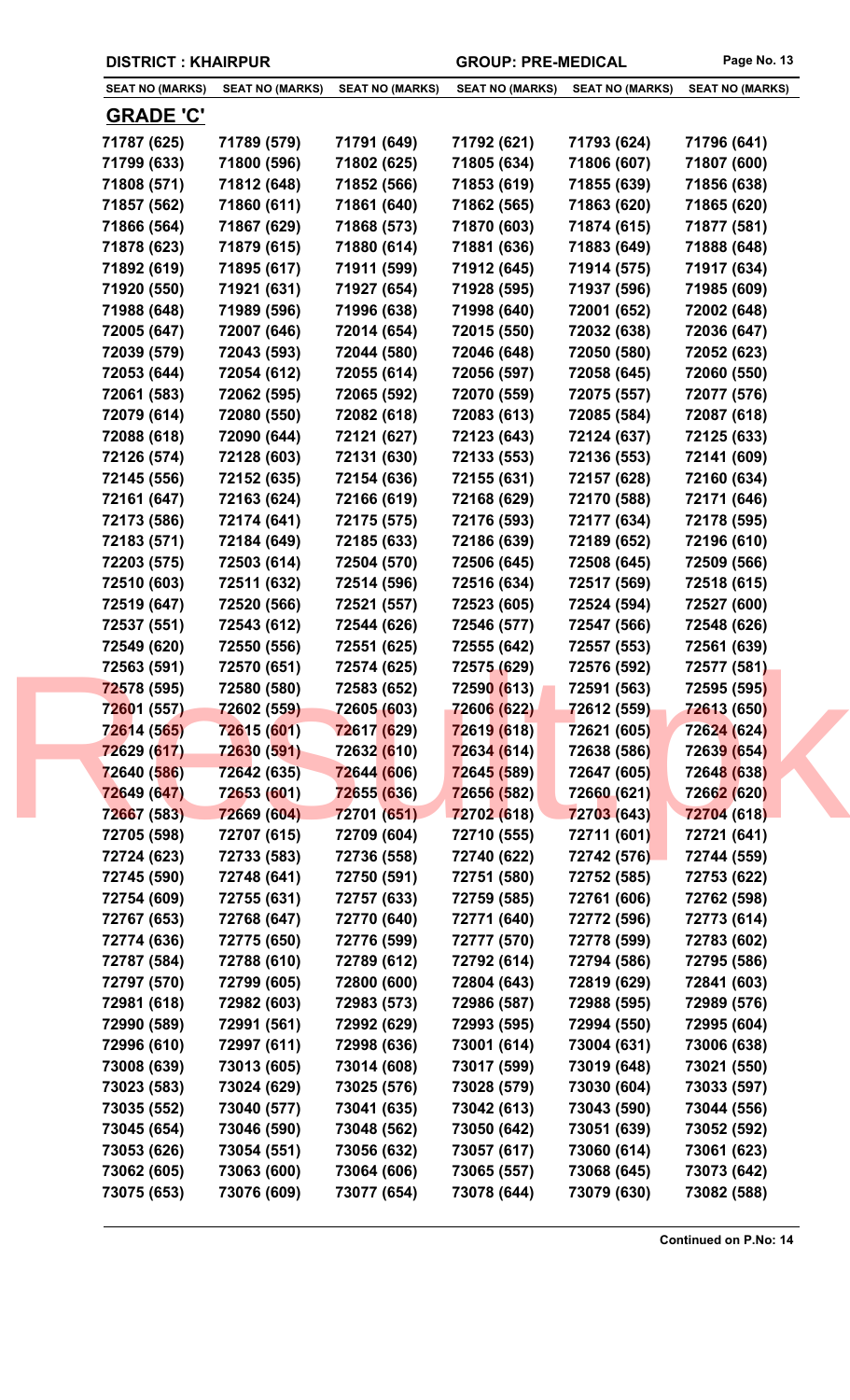DISTRICT : KHAIRPUR — GROUP: PRE-MEDICAL

## GRADE 'C'

| SEAT NO (MARKS) | SEAT NO (MARKS) | SEAT NO (MARKS) | SEAT NO (MARKS) | SEAT NO (MARKS) | SEAT NO (MARKS) |
|---|---|---|---|---|---|
| 71787 (625) | 71789 (579) | 71791 (649) | 71792 (621) | 71793 (624) | 71796 (641) |
| 71799 (633) | 71800 (596) | 71802 (625) | 71805 (634) | 71806 (607) | 71807 (600) |
| 71808 (571) | 71812 (648) | 71852 (566) | 71853 (619) | 71855 (639) | 71856 (638) |
| 71857 (562) | 71860 (611) | 71861 (640) | 71862 (565) | 71863 (620) | 71865 (620) |
| 71866 (564) | 71867 (629) | 71868 (573) | 71870 (603) | 71874 (615) | 71877 (581) |
| 71878 (623) | 71879 (615) | 71880 (614) | 71881 (636) | 71883 (649) | 71888 (648) |
| 71892 (619) | 71895 (617) | 71911 (599) | 71912 (645) | 71914 (575) | 71917 (634) |
| 71920 (550) | 71921 (631) | 71927 (654) | 71928 (595) | 71937 (596) | 71985 (609) |
| 71988 (648) | 71989 (596) | 71996 (638) | 71998 (640) | 72001 (652) | 72002 (648) |
| 72005 (647) | 72007 (646) | 72014 (654) | 72015 (550) | 72032 (638) | 72036 (647) |
| 72039 (579) | 72043 (593) | 72044 (580) | 72046 (648) | 72050 (580) | 72052 (623) |
| 72053 (644) | 72054 (612) | 72055 (614) | 72056 (597) | 72058 (645) | 72060 (550) |
| 72061 (583) | 72062 (595) | 72065 (592) | 72070 (559) | 72075 (557) | 72077 (576) |
| 72079 (614) | 72080 (550) | 72082 (618) | 72083 (613) | 72085 (584) | 72087 (618) |
| 72088 (618) | 72090 (644) | 72121 (627) | 72123 (643) | 72124 (637) | 72125 (633) |
| 72126 (574) | 72128 (603) | 72131 (630) | 72133 (553) | 72136 (553) | 72141 (609) |
| 72145 (556) | 72152 (635) | 72154 (636) | 72155 (631) | 72157 (628) | 72160 (634) |
| 72161 (647) | 72163 (624) | 72166 (619) | 72168 (629) | 72170 (588) | 72171 (646) |
| 72173 (586) | 72174 (641) | 72175 (575) | 72176 (593) | 72177 (634) | 72178 (595) |
| 72183 (571) | 72184 (649) | 72185 (633) | 72186 (639) | 72189 (652) | 72196 (610) |
| 72203 (575) | 72503 (614) | 72504 (570) | 72506 (645) | 72508 (645) | 72509 (566) |
| 72510 (603) | 72511 (632) | 72514 (596) | 72516 (634) | 72517 (569) | 72518 (615) |
| 72519 (647) | 72520 (566) | 72521 (557) | 72523 (605) | 72524 (594) | 72527 (600) |
| 72537 (551) | 72543 (612) | 72544 (626) | 72546 (577) | 72547 (566) | 72548 (626) |
| 72549 (620) | 72550 (556) | 72551 (625) | 72555 (642) | 72557 (553) | 72561 (639) |
| 72563 (591) | 72570 (651) | 72574 (625) | 72575 (629) | 72576 (592) | 72577 (581) |
| 72578 (595) | 72580 (580) | 72583 (652) | 72590 (613) | 72591 (563) | 72595 (595) |
| 72601 (557) | 72602 (559) | 72605 (603) | 72606 (622) | 72612 (559) | 72613 (650) |
| 72614 (565) | 72615 (601) | 72617 (629) | 72619 (618) | 72621 (605) | 72624 (624) |
| 72629 (617) | 72630 (591) | 72632 (610) | 72634 (614) | 72638 (586) | 72639 (654) |
| 72640 (586) | 72642 (635) | 72644 (606) | 72645 (589) | 72647 (605) | 72648 (638) |
| 72649 (647) | 72653 (601) | 72655 (636) | 72656 (582) | 72660 (621) | 72662 (620) |
| 72667 (583) | 72669 (604) | 72701 (651) | 72702 (618) | 72703 (643) | 72704 (618) |
| 72705 (598) | 72707 (615) | 72709 (604) | 72710 (555) | 72711 (601) | 72721 (641) |
| 72724 (623) | 72733 (583) | 72736 (558) | 72740 (622) | 72742 (576) | 72744 (559) |
| 72745 (590) | 72748 (641) | 72750 (591) | 72751 (580) | 72752 (585) | 72753 (622) |
| 72754 (609) | 72755 (631) | 72757 (633) | 72759 (585) | 72761 (606) | 72762 (598) |
| 72767 (653) | 72768 (647) | 72770 (640) | 72771 (640) | 72772 (596) | 72773 (614) |
| 72774 (636) | 72775 (650) | 72776 (599) | 72777 (570) | 72778 (599) | 72783 (602) |
| 72787 (584) | 72788 (610) | 72789 (612) | 72792 (614) | 72794 (586) | 72795 (586) |
| 72797 (570) | 72799 (605) | 72800 (600) | 72804 (643) | 72819 (629) | 72841 (603) |
| 72981 (618) | 72982 (603) | 72983 (573) | 72986 (587) | 72988 (595) | 72989 (576) |
| 72990 (589) | 72991 (561) | 72992 (629) | 72993 (595) | 72994 (550) | 72995 (604) |
| 72996 (610) | 72997 (611) | 72998 (636) | 73001 (614) | 73004 (631) | 73006 (638) |
| 73008 (639) | 73013 (605) | 73014 (608) | 73017 (599) | 73019 (648) | 73021 (550) |
| 73023 (583) | 73024 (629) | 73025 (576) | 73028 (579) | 73030 (604) | 73033 (597) |
| 73035 (552) | 73040 (577) | 73041 (635) | 73042 (613) | 73043 (590) | 73044 (556) |
| 73045 (654) | 73046 (590) | 73048 (562) | 73050 (642) | 73051 (639) | 73052 (592) |
| 73053 (626) | 73054 (551) | 73056 (632) | 73057 (617) | 73060 (614) | 73061 (623) |
| 73062 (605) | 73063 (600) | 73064 (606) | 73065 (557) | 73068 (645) | 73073 (642) |
| 73075 (653) | 73076 (609) | 73077 (654) | 73078 (644) | 73079 (630) | 73082 (588) |

**Continued on P.No: 14**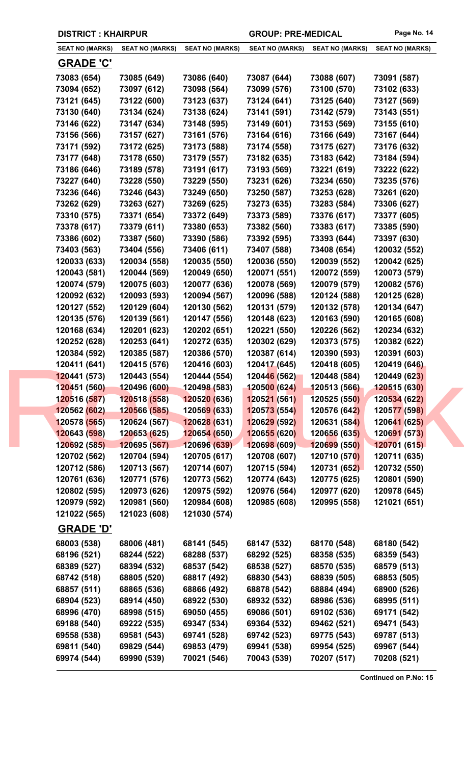**DISTRICT : KHAIRPUR** **GROUP: PRE-MEDICAL**

| SEAT NO (MARKS) | SEAT NO (MARKS) | SEAT NO (MARKS) | SEAT NO (MARKS) | SEAT NO (MARKS) | SEAT NO (MARKS) |
|---|---|---|---|---|---|

## GRADE 'C'

| SEAT NO (MARKS) | SEAT NO (MARKS) | SEAT NO (MARKS) | SEAT NO (MARKS) | SEAT NO (MARKS) | SEAT NO (MARKS) |
|---|---|---|---|---|---|
| 73083 (654) | 73085 (649) | 73086 (640) | 73087 (644) | 73088 (607) | 73091 (587) |
| 73094 (652) | 73097 (612) | 73098 (564) | 73099 (576) | 73100 (570) | 73102 (633) |
| 73121 (645) | 73122 (600) | 73123 (637) | 73124 (641) | 73125 (640) | 73127 (569) |
| 73130 (640) | 73134 (624) | 73138 (624) | 73141 (591) | 73142 (579) | 73143 (551) |
| 73146 (622) | 73147 (634) | 73148 (595) | 73149 (601) | 73153 (569) | 73155 (610) |
| 73156 (566) | 73157 (627) | 73161 (576) | 73164 (616) | 73166 (649) | 73167 (644) |
| 73171 (592) | 73172 (625) | 73173 (588) | 73174 (558) | 73175 (627) | 73176 (632) |
| 73177 (648) | 73178 (650) | 73179 (557) | 73182 (635) | 73183 (642) | 73184 (594) |
| 73186 (646) | 73189 (578) | 73191 (617) | 73193 (569) | 73221 (619) | 73222 (622) |
| 73227 (640) | 73228 (550) | 73229 (550) | 73231 (626) | 73234 (650) | 73235 (576) |
| 73236 (646) | 73246 (643) | 73249 (650) | 73250 (587) | 73253 (628) | 73261 (620) |
| 73262 (629) | 73263 (627) | 73269 (625) | 73273 (635) | 73283 (584) | 73306 (627) |
| 73310 (575) | 73371 (654) | 73372 (649) | 73373 (589) | 73376 (617) | 73377 (605) |
| 73378 (617) | 73379 (611) | 73380 (653) | 73382 (560) | 73383 (617) | 73385 (590) |
| 73386 (602) | 73387 (560) | 73390 (586) | 73392 (595) | 73393 (644) | 73397 (630) |
| 73403 (563) | 73404 (556) | 73406 (611) | 73407 (588) | 73408 (654) | 120032 (552) |
| 120033 (633) | 120034 (558) | 120035 (550) | 120036 (550) | 120039 (552) | 120042 (625) |
| 120043 (581) | 120044 (569) | 120049 (650) | 120071 (551) | 120072 (559) | 120073 (579) |
| 120074 (579) | 120075 (603) | 120077 (636) | 120078 (569) | 120079 (579) | 120082 (576) |
| 120092 (632) | 120093 (593) | 120094 (567) | 120096 (588) | 120124 (588) | 120125 (628) |
| 120127 (552) | 120129 (604) | 120130 (562) | 120131 (579) | 120132 (578) | 120134 (647) |
| 120135 (576) | 120139 (561) | 120147 (556) | 120148 (623) | 120163 (590) | 120165 (608) |
| 120168 (634) | 120201 (623) | 120202 (651) | 120221 (550) | 120226 (562) | 120234 (632) |
| 120252 (628) | 120253 (641) | 120272 (635) | 120302 (629) | 120373 (575) | 120382 (622) |
| 120384 (592) | 120385 (587) | 120386 (570) | 120387 (614) | 120390 (593) | 120391 (603) |
| 120411 (641) | 120415 (576) | 120416 (603) | 120417 (645) | 120418 (605) | 120419 (646) |
| 120441 (573) | 120443 (554) | 120444 (554) | 120446 (562) | 120448 (584) | 120449 (623) |
| 120451 (560) | 120496 (600) | 120498 (583) | 120500 (624) | 120513 (566) | 120515 (630) |
| 120516 (587) | 120518 (558) | 120520 (636) | 120521 (561) | 120525 (550) | 120534 (622) |
| 120562 (602) | 120566 (585) | 120569 (633) | 120573 (554) | 120576 (642) | 120577 (598) |
| 120578 (565) | 120624 (567) | 120628 (631) | 120629 (592) | 120631 (584) | 120641 (625) |
| 120643 (598) | 120653 (625) | 120654 (650) | 120655 (620) | 120656 (635) | 120691 (573) |
| 120692 (585) | 120695 (567) | 120696 (639) | 120698 (609) | 120699 (550) | 120701 (615) |
| 120702 (562) | 120704 (594) | 120705 (617) | 120708 (607) | 120710 (570) | 120711 (635) |
| 120712 (586) | 120713 (567) | 120714 (607) | 120715 (594) | 120731 (652) | 120732 (550) |
| 120761 (636) | 120771 (576) | 120773 (562) | 120774 (643) | 120775 (625) | 120801 (590) |
| 120802 (595) | 120973 (626) | 120975 (592) | 120976 (564) | 120977 (620) | 120978 (645) |
| 120979 (592) | 120981 (560) | 120984 (608) | 120985 (608) | 120995 (558) | 121021 (651) |
| 121022 (565) | 121023 (608) | 121030 (574) | | | |

## GRADE 'D'

| SEAT NO (MARKS) | SEAT NO (MARKS) | SEAT NO (MARKS) | SEAT NO (MARKS) | SEAT NO (MARKS) | SEAT NO (MARKS) |
|---|---|---|---|---|---|
| 68003 (538) | 68006 (481) | 68141 (545) | 68147 (532) | 68170 (548) | 68180 (542) |
| 68196 (521) | 68244 (522) | 68288 (537) | 68292 (525) | 68358 (535) | 68359 (543) |
| 68389 (527) | 68394 (532) | 68537 (542) | 68538 (527) | 68570 (535) | 68579 (513) |
| 68742 (518) | 68805 (520) | 68817 (492) | 68830 (543) | 68839 (505) | 68853 (505) |
| 68857 (511) | 68865 (536) | 68866 (492) | 68878 (542) | 68884 (494) | 68900 (526) |
| 68904 (523) | 68914 (450) | 68922 (530) | 68932 (532) | 68986 (536) | 68995 (511) |
| 68996 (470) | 68998 (515) | 69050 (455) | 69086 (501) | 69102 (536) | 69171 (542) |
| 69188 (540) | 69222 (535) | 69347 (534) | 69364 (532) | 69462 (521) | 69471 (543) |
| 69558 (538) | 69581 (543) | 69741 (528) | 69742 (523) | 69775 (543) | 69787 (513) |
| 69811 (540) | 69829 (544) | 69853 (479) | 69941 (538) | 69954 (525) | 69967 (544) |
| 69974 (544) | 69990 (539) | 70021 (546) | 70043 (539) | 70207 (517) | 70208 (521) |

**Continued on P.No: 15**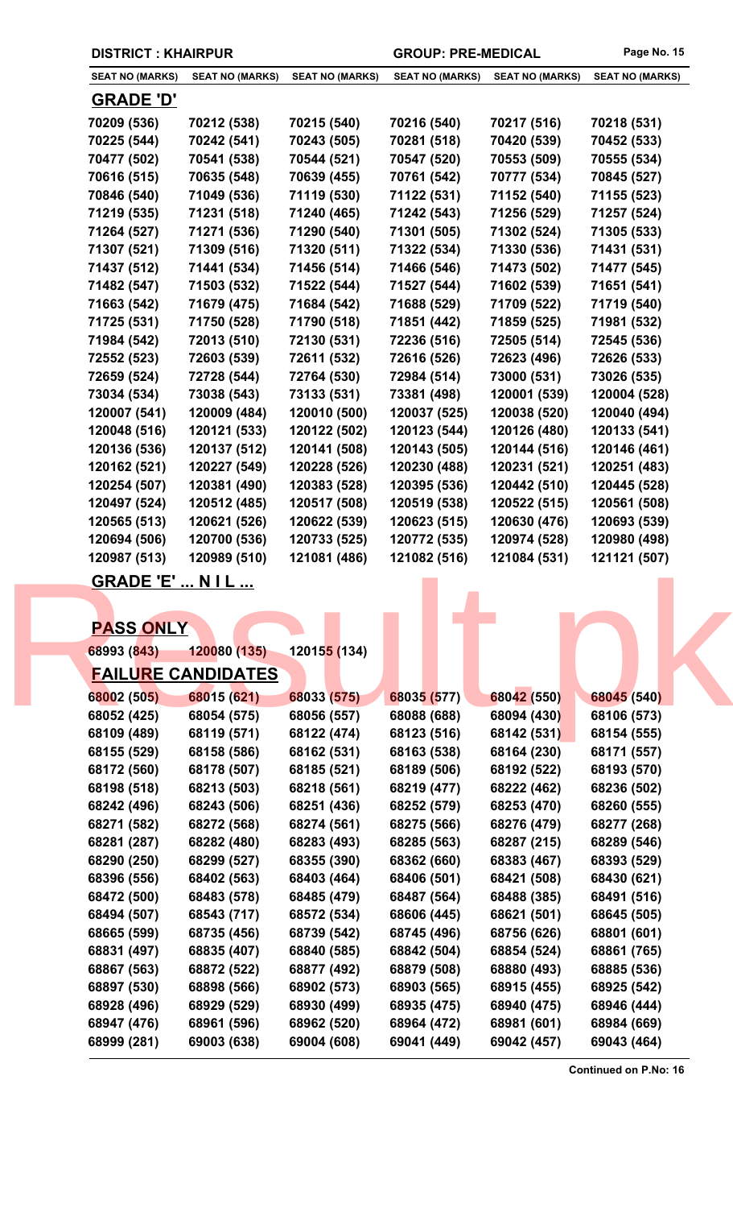**DISTRICT : KHAIRPUR** **GROUP: PRE-MEDICAL**

| SEAT NO (MARKS) | SEAT NO (MARKS) | SEAT NO (MARKS) | SEAT NO (MARKS) | SEAT NO (MARKS) | SEAT NO (MARKS) |
|---|---|---|---|---|---|

## GRADE 'D'

| | | | | | |
|---|---|---|---|---|---|
| 70209 (536) | 70212 (538) | 70215 (540) | 70216 (540) | 70217 (516) | 70218 (531) |
| 70225 (544) | 70242 (541) | 70243 (505) | 70281 (518) | 70420 (539) | 70452 (533) |
| 70477 (502) | 70541 (538) | 70544 (521) | 70547 (520) | 70553 (509) | 70555 (534) |
| 70616 (515) | 70635 (548) | 70639 (455) | 70761 (542) | 70777 (534) | 70845 (527) |
| 70846 (540) | 71049 (536) | 71119 (530) | 71122 (531) | 71152 (540) | 71155 (523) |
| 71219 (535) | 71231 (518) | 71240 (465) | 71242 (543) | 71256 (529) | 71257 (524) |
| 71264 (527) | 71271 (536) | 71290 (540) | 71301 (505) | 71302 (524) | 71305 (533) |
| 71307 (521) | 71309 (516) | 71320 (511) | 71322 (534) | 71330 (536) | 71431 (531) |
| 71437 (512) | 71441 (534) | 71456 (514) | 71466 (546) | 71473 (502) | 71477 (545) |
| 71482 (547) | 71503 (532) | 71522 (544) | 71527 (544) | 71602 (539) | 71651 (541) |
| 71663 (542) | 71679 (475) | 71684 (542) | 71688 (529) | 71709 (522) | 71719 (540) |
| 71725 (531) | 71750 (528) | 71790 (518) | 71851 (442) | 71859 (525) | 71981 (532) |
| 71984 (542) | 72013 (510) | 72130 (531) | 72236 (516) | 72505 (514) | 72545 (536) |
| 72552 (523) | 72603 (539) | 72611 (532) | 72616 (526) | 72623 (496) | 72626 (533) |
| 72659 (524) | 72728 (544) | 72764 (530) | 72984 (514) | 73000 (531) | 73026 (535) |
| 73034 (534) | 73038 (543) | 73133 (531) | 73381 (498) | 120001 (539) | 120004 (528) |
| 120007 (541) | 120009 (484) | 120010 (500) | 120037 (525) | 120038 (520) | 120040 (494) |
| 120048 (516) | 120121 (533) | 120122 (502) | 120123 (544) | 120126 (480) | 120133 (541) |
| 120136 (536) | 120137 (512) | 120141 (508) | 120143 (505) | 120144 (516) | 120146 (461) |
| 120162 (521) | 120227 (549) | 120228 (526) | 120230 (488) | 120231 (521) | 120251 (483) |
| 120254 (507) | 120381 (490) | 120383 (528) | 120395 (536) | 120442 (510) | 120445 (528) |
| 120497 (524) | 120512 (485) | 120517 (508) | 120519 (538) | 120522 (515) | 120561 (508) |
| 120565 (513) | 120621 (526) | 120622 (539) | 120623 (515) | 120630 (476) | 120693 (539) |
| 120694 (506) | 120700 (536) | 120733 (525) | 120772 (535) | 120974 (528) | 120980 (498) |
| 120987 (513) | 120989 (510) | 121081 (486) | 121082 (516) | 121084 (531) | 121121 (507) |

## GRADE 'E' ... N I L ...

## PASS ONLY

| | | |
|---|---|---|
| 68993 (843) | 120080 (135) | 120155 (134) |

## FAILURE CANDIDATES

| | | | | | |
|---|---|---|---|---|---|
| 68002 (505) | 68015 (621) | 68033 (575) | 68035 (577) | 68042 (550) | 68045 (540) |
| 68052 (425) | 68054 (575) | 68056 (557) | 68088 (688) | 68094 (430) | 68106 (573) |
| 68109 (489) | 68119 (571) | 68122 (474) | 68123 (516) | 68142 (531) | 68154 (555) |
| 68155 (529) | 68158 (586) | 68162 (531) | 68163 (538) | 68164 (230) | 68171 (557) |
| 68172 (560) | 68178 (507) | 68185 (521) | 68189 (506) | 68192 (522) | 68193 (570) |
| 68198 (518) | 68213 (503) | 68218 (561) | 68219 (477) | 68222 (462) | 68236 (502) |
| 68242 (496) | 68243 (506) | 68251 (436) | 68252 (579) | 68253 (470) | 68260 (555) |
| 68271 (582) | 68272 (568) | 68274 (561) | 68275 (566) | 68276 (479) | 68277 (268) |
| 68281 (287) | 68282 (480) | 68283 (493) | 68285 (563) | 68287 (215) | 68289 (546) |
| 68290 (250) | 68299 (527) | 68355 (390) | 68362 (660) | 68383 (467) | 68393 (529) |
| 68396 (556) | 68402 (563) | 68403 (464) | 68406 (501) | 68421 (508) | 68430 (621) |
| 68472 (500) | 68483 (578) | 68485 (479) | 68487 (564) | 68488 (385) | 68491 (516) |
| 68494 (507) | 68543 (717) | 68572 (534) | 68606 (445) | 68621 (501) | 68645 (505) |
| 68665 (599) | 68735 (456) | 68739 (542) | 68745 (496) | 68756 (626) | 68801 (601) |
| 68831 (497) | 68835 (407) | 68840 (585) | 68842 (504) | 68854 (524) | 68861 (765) |
| 68867 (563) | 68872 (522) | 68877 (492) | 68879 (508) | 68880 (493) | 68885 (536) |
| 68897 (530) | 68898 (566) | 68902 (573) | 68903 (565) | 68915 (455) | 68925 (542) |
| 68928 (496) | 68929 (529) | 68930 (499) | 68935 (475) | 68940 (475) | 68946 (444) |
| 68947 (476) | 68961 (596) | 68962 (520) | 68964 (472) | 68981 (601) | 68984 (669) |
| 68999 (281) | 69003 (638) | 69004 (608) | 69041 (449) | 69042 (457) | 69043 (464) |

**Continued on P.No: 16**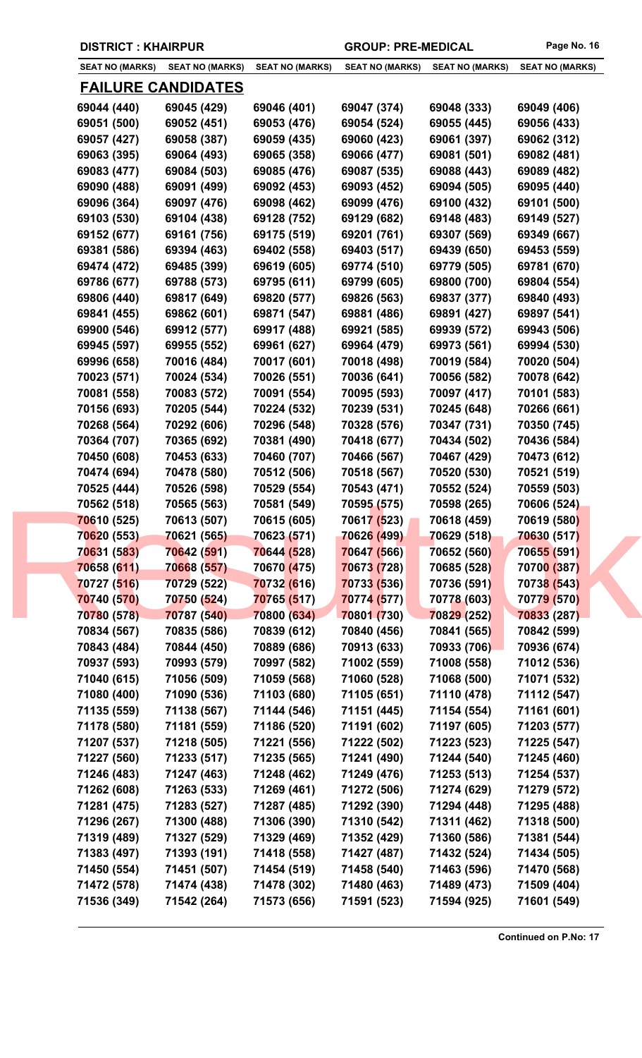**DISTRICT : KHAIRPUR** **GROUP: PRE-MEDICAL**

| SEAT NO (MARKS) | SEAT NO (MARKS) | SEAT NO (MARKS) | SEAT NO (MARKS) | SEAT NO (MARKS) | SEAT NO (MARKS) |
|---|---|---|---|---|---|

## FAILURE CANDIDATES

| | | | | | |
|---|---|---|---|---|---|
| 69044 (440) | 69045 (429) | 69046 (401) | 69047 (374) | 69048 (333) | 69049 (406) |
| 69051 (500) | 69052 (451) | 69053 (476) | 69054 (524) | 69055 (445) | 69056 (433) |
| 69057 (427) | 69058 (387) | 69059 (435) | 69060 (423) | 69061 (397) | 69062 (312) |
| 69063 (395) | 69064 (493) | 69065 (358) | 69066 (477) | 69081 (501) | 69082 (481) |
| 69083 (477) | 69084 (503) | 69085 (476) | 69087 (535) | 69088 (443) | 69089 (482) |
| 69090 (488) | 69091 (499) | 69092 (453) | 69093 (452) | 69094 (505) | 69095 (440) |
| 69096 (364) | 69097 (476) | 69098 (462) | 69099 (476) | 69100 (432) | 69101 (500) |
| 69103 (530) | 69104 (438) | 69128 (752) | 69129 (682) | 69148 (483) | 69149 (527) |
| 69152 (677) | 69161 (756) | 69175 (519) | 69201 (761) | 69307 (569) | 69349 (667) |
| 69381 (586) | 69394 (463) | 69402 (558) | 69403 (517) | 69439 (650) | 69453 (559) |
| 69474 (472) | 69485 (399) | 69619 (605) | 69774 (510) | 69779 (505) | 69781 (670) |
| 69786 (677) | 69788 (573) | 69795 (611) | 69799 (605) | 69800 (700) | 69804 (554) |
| 69806 (440) | 69817 (649) | 69820 (577) | 69826 (563) | 69837 (377) | 69840 (493) |
| 69841 (455) | 69862 (601) | 69871 (547) | 69881 (486) | 69891 (427) | 69897 (541) |
| 69900 (546) | 69912 (577) | 69917 (488) | 69921 (585) | 69939 (572) | 69943 (506) |
| 69945 (597) | 69955 (552) | 69961 (627) | 69964 (479) | 69973 (561) | 69994 (530) |
| 69996 (658) | 70016 (484) | 70017 (601) | 70018 (498) | 70019 (584) | 70020 (504) |
| 70023 (571) | 70024 (534) | 70026 (551) | 70036 (641) | 70056 (582) | 70078 (642) |
| 70081 (558) | 70083 (572) | 70091 (554) | 70095 (593) | 70097 (417) | 70101 (583) |
| 70156 (693) | 70205 (544) | 70224 (532) | 70239 (531) | 70245 (648) | 70266 (661) |
| 70268 (564) | 70292 (606) | 70296 (548) | 70328 (576) | 70347 (731) | 70350 (745) |
| 70364 (707) | 70365 (692) | 70381 (490) | 70418 (677) | 70434 (502) | 70436 (584) |
| 70450 (608) | 70453 (633) | 70460 (707) | 70466 (567) | 70467 (429) | 70473 (612) |
| 70474 (694) | 70478 (580) | 70512 (506) | 70518 (567) | 70520 (530) | 70521 (519) |
| 70525 (444) | 70526 (598) | 70529 (554) | 70543 (471) | 70552 (524) | 70559 (503) |
| 70562 (518) | 70565 (563) | 70581 (549) | 70595 (575) | 70598 (265) | 70606 (524) |
| 70610 (525) | 70613 (507) | 70615 (605) | 70617 (523) | 70618 (459) | 70619 (580) |
| 70620 (553) | 70621 (565) | 70623 (571) | 70626 (499) | 70629 (518) | 70630 (517) |
| 70631 (583) | 70642 (591) | 70644 (528) | 70647 (566) | 70652 (560) | 70655 (591) |
| 70658 (611) | 70668 (557) | 70670 (475) | 70673 (728) | 70685 (528) | 70700 (387) |
| 70727 (516) | 70729 (522) | 70732 (616) | 70733 (536) | 70736 (591) | 70738 (543) |
| 70740 (570) | 70750 (524) | 70765 (517) | 70774 (577) | 70778 (603) | 70779 (570) |
| 70780 (578) | 70787 (540) | 70800 (634) | 70801 (730) | 70829 (252) | 70833 (287) |
| 70834 (567) | 70835 (586) | 70839 (612) | 70840 (456) | 70841 (565) | 70842 (599) |
| 70843 (484) | 70844 (450) | 70889 (686) | 70913 (633) | 70933 (706) | 70936 (674) |
| 70937 (593) | 70993 (579) | 70997 (582) | 71002 (559) | 71008 (558) | 71012 (536) |
| 71040 (615) | 71056 (509) | 71059 (568) | 71060 (528) | 71068 (500) | 71071 (532) |
| 71080 (400) | 71090 (536) | 71103 (680) | 71105 (651) | 71110 (478) | 71112 (547) |
| 71135 (559) | 71138 (567) | 71144 (546) | 71151 (445) | 71154 (554) | 71161 (601) |
| 71178 (580) | 71181 (559) | 71186 (520) | 71191 (602) | 71197 (605) | 71203 (577) |
| 71207 (537) | 71218 (505) | 71221 (556) | 71222 (502) | 71223 (523) | 71225 (547) |
| 71227 (560) | 71233 (517) | 71235 (565) | 71241 (490) | 71244 (540) | 71245 (460) |
| 71246 (483) | 71247 (463) | 71248 (462) | 71249 (476) | 71253 (513) | 71254 (537) |
| 71262 (608) | 71263 (533) | 71269 (461) | 71272 (506) | 71274 (629) | 71279 (572) |
| 71281 (475) | 71283 (527) | 71287 (485) | 71292 (390) | 71294 (448) | 71295 (488) |
| 71296 (267) | 71300 (488) | 71306 (390) | 71310 (542) | 71311 (462) | 71318 (500) |
| 71319 (489) | 71327 (529) | 71329 (469) | 71352 (429) | 71360 (586) | 71381 (544) |
| 71383 (497) | 71393 (191) | 71418 (558) | 71427 (487) | 71432 (524) | 71434 (505) |
| 71450 (554) | 71451 (507) | 71454 (519) | 71458 (540) | 71463 (596) | 71470 (568) |
| 71472 (578) | 71474 (438) | 71478 (302) | 71480 (463) | 71489 (473) | 71509 (404) |
| 71536 (349) | 71542 (264) | 71573 (656) | 71591 (523) | 71594 (925) | 71601 (549) |

**Continued on P.No: 17**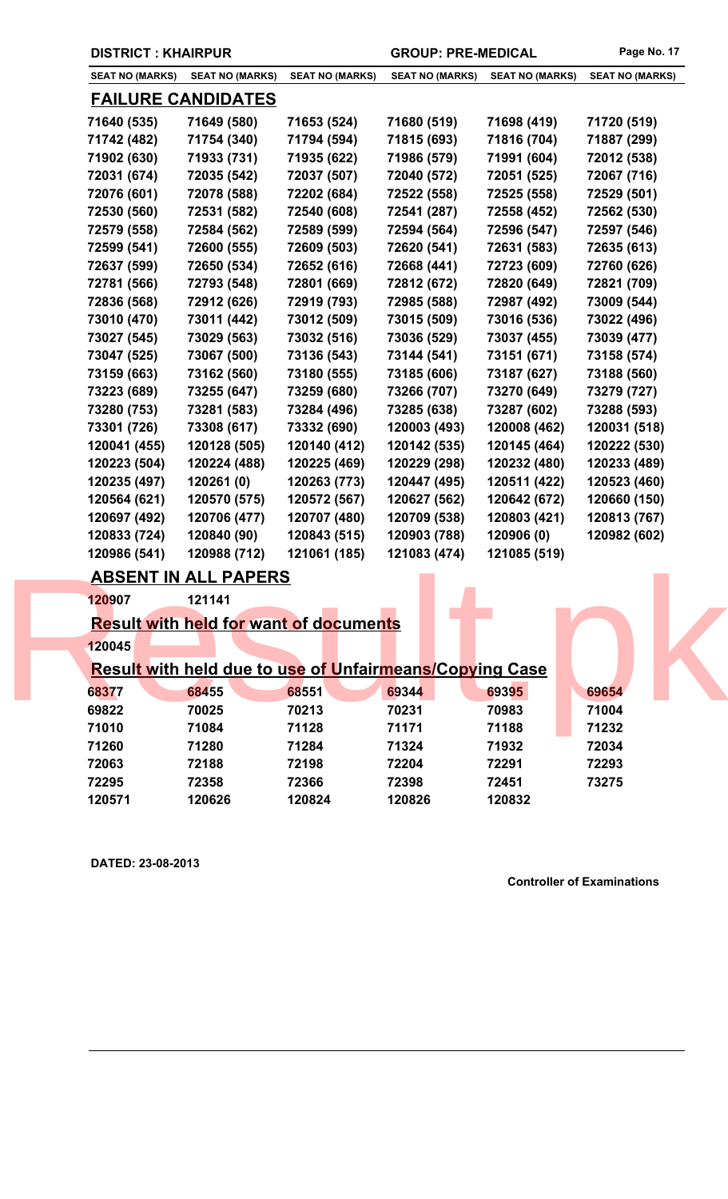DISTRICT : KHAIRPUR GROUP: PRE-MEDICAL

| SEAT NO (MARKS) | SEAT NO (MARKS) | SEAT NO (MARKS) | SEAT NO (MARKS) | SEAT NO (MARKS) | SEAT NO (MARKS) |
|---|---|---|---|---|---|

## FAILURE CANDIDATES

| | | | | | |
|---|---|---|---|---|---|
| 71640 (535) | 71649 (580) | 71653 (524) | 71680 (519) | 71698 (419) | 71720 (519) |
| 71742 (482) | 71754 (340) | 71794 (594) | 71815 (693) | 71816 (704) | 71887 (299) |
| 71902 (630) | 71933 (731) | 71935 (622) | 71986 (579) | 71991 (604) | 72012 (538) |
| 72031 (674) | 72035 (542) | 72037 (507) | 72040 (572) | 72051 (525) | 72067 (716) |
| 72076 (601) | 72078 (588) | 72202 (684) | 72522 (558) | 72525 (558) | 72529 (501) |
| 72530 (560) | 72531 (582) | 72540 (608) | 72541 (287) | 72558 (452) | 72562 (530) |
| 72579 (558) | 72584 (562) | 72589 (599) | 72594 (564) | 72596 (547) | 72597 (546) |
| 72599 (541) | 72600 (555) | 72609 (503) | 72620 (541) | 72631 (583) | 72635 (613) |
| 72637 (599) | 72650 (534) | 72652 (616) | 72668 (441) | 72723 (609) | 72760 (626) |
| 72781 (566) | 72793 (548) | 72801 (669) | 72812 (672) | 72820 (649) | 72821 (709) |
| 72836 (568) | 72912 (626) | 72919 (793) | 72985 (588) | 72987 (492) | 73009 (544) |
| 73010 (470) | 73011 (442) | 73012 (509) | 73015 (509) | 73016 (536) | 73022 (496) |
| 73027 (545) | 73029 (563) | 73032 (516) | 73036 (529) | 73037 (455) | 73039 (477) |
| 73047 (525) | 73067 (500) | 73136 (543) | 73144 (541) | 73151 (671) | 73158 (574) |
| 73159 (663) | 73162 (560) | 73180 (555) | 73185 (606) | 73187 (627) | 73188 (560) |
| 73223 (689) | 73255 (647) | 73259 (680) | 73266 (707) | 73270 (649) | 73279 (727) |
| 73280 (753) | 73281 (583) | 73284 (496) | 73285 (638) | 73287 (602) | 73288 (593) |
| 73301 (726) | 73308 (617) | 73332 (690) | 120003 (493) | 120008 (462) | 120031 (518) |
| 120041 (455) | 120128 (505) | 120140 (412) | 120142 (535) | 120145 (464) | 120222 (530) |
| 120223 (504) | 120224 (488) | 120225 (469) | 120229 (298) | 120232 (480) | 120233 (489) |
| 120235 (497) | 120261 (0) | 120263 (773) | 120447 (495) | 120511 (422) | 120523 (460) |
| 120564 (621) | 120570 (575) | 120572 (567) | 120627 (562) | 120642 (672) | 120660 (150) |
| 120697 (492) | 120706 (477) | 120707 (480) | 120709 (538) | 120803 (421) | 120813 (767) |
| 120833 (724) | 120840 (90) | 120843 (515) | 120903 (788) | 120906 (0) | 120982 (602) |
| 120986 (541) | 120988 (712) | 121061 (185) | 121083 (474) | 121085 (519) | |

## ABSENT IN ALL PAPERS

| | |
|---|---|
| 120907 | 121141 |

## Result with held for want of documents

120045

## Result with held due to use of Unfairmeans/Copying Case

| | | | | | |
|---|---|---|---|---|---|
| 68377 | 68455 | 68551 | 69344 | 69395 | 69654 |
| 69822 | 70025 | 70213 | 70231 | 70983 | 71004 |
| 71010 | 71084 | 71128 | 71171 | 71188 | 71232 |
| 71260 | 71280 | 71284 | 71324 | 71932 | 72034 |
| 72063 | 72188 | 72198 | 72204 | 72291 | 72293 |
| 72295 | 72358 | 72366 | 72398 | 72451 | 73275 |
| 120571 | 120626 | 120824 | 120826 | 120832 | |

DATED: 23-08-2013

Controller of Examinations